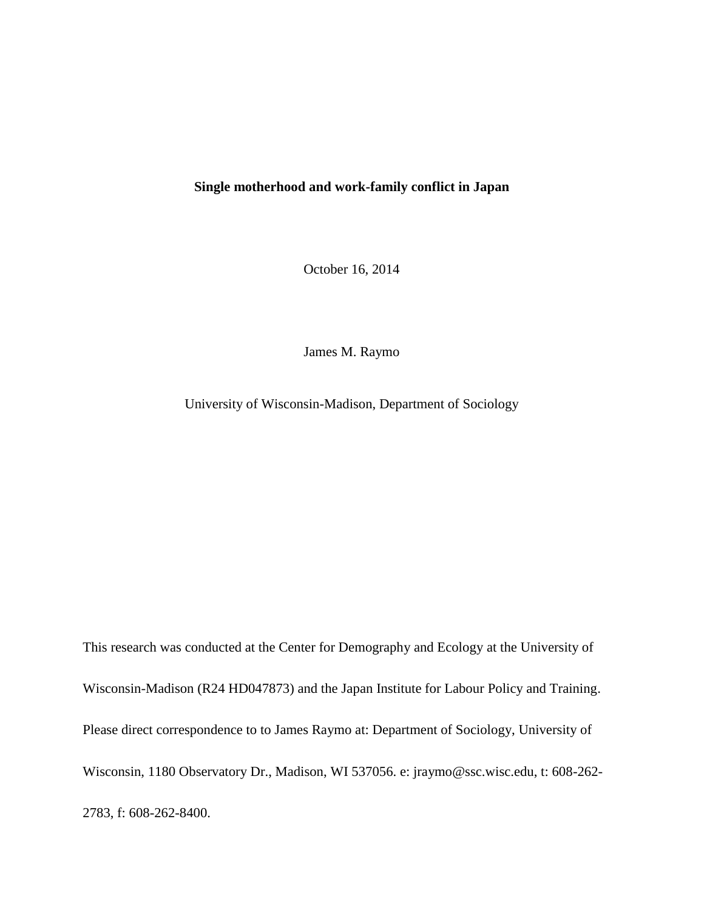**Single motherhood and work-family conflict in Japan**

October 16, 2014

James M. Raymo

University of Wisconsin-Madison, Department of Sociology

This research was conducted at the Center for Demography and Ecology at the University of Wisconsin-Madison (R24 HD047873) and the Japan Institute for Labour Policy and Training. Please direct correspondence to to James Raymo at: Department of Sociology, University of Wisconsin, 1180 Observatory Dr., Madison, WI 537056. e: jraymo@ssc.wisc.edu, t: 608-262-2783, f: 608-262-8400.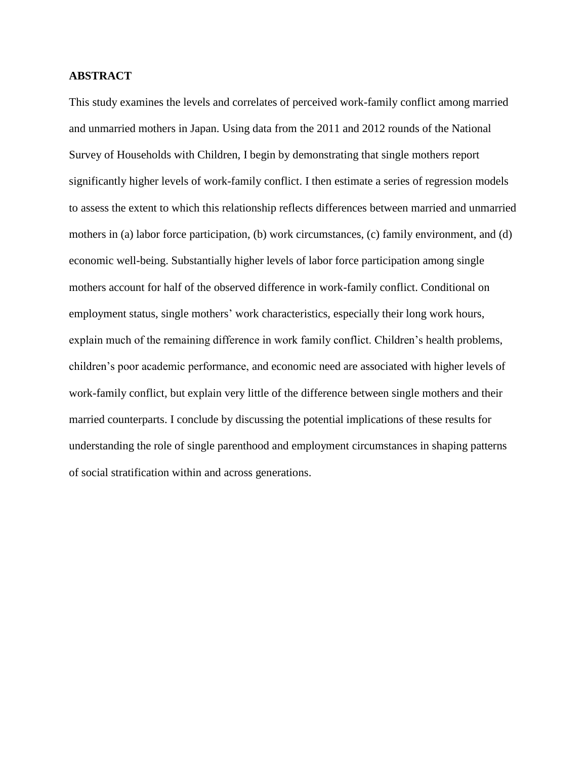**ABSTRACT**

This study examines the levels and correlates of perceived work-family conflict among married and unmarried mothers in Japan. Using data from the 2011 and 2012 rounds of the National Survey of Households with Children, I begin by demonstrating that single mothers report significantly higher levels of work-family conflict. I then estimate a series of regression models to assess the extent to which this relationship reflects differences between married and unmarried mothers in (a) labor force participation, (b) work circumstances, (c) family environment, and (d) economic well-being. Substantially higher levels of labor force participation among single mothers account for half of the observed difference in work-family conflict. Conditional on employment status, single mothers' work characteristics, especially their long work hours, explain much of the remaining difference in work family conflict. Children's health problems, children's poor academic performance, and economic need are associated with higher levels of work-family conflict, but explain very little of the difference between single mothers and their married counterparts. I conclude by discussing the potential implications of these results for understanding the role of single parenthood and employment circumstances in shaping patterns of social stratification within and across generations.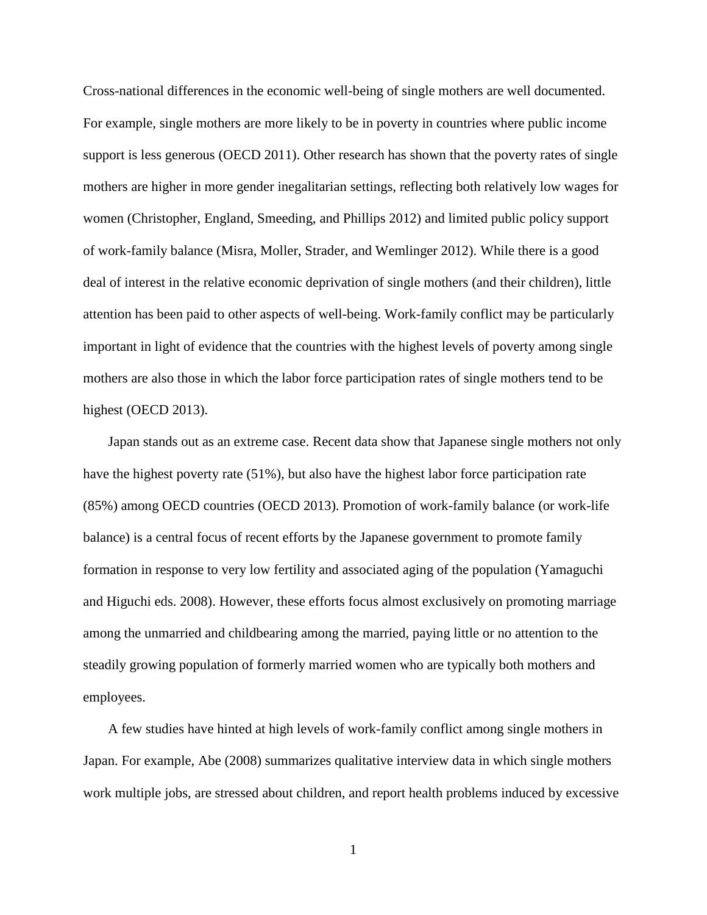Cross-national differences in the economic well-being of single mothers are well documented. For example, single mothers are more likely to be in poverty in countries where public income support is less generous (OECD 2011). Other research has shown that the poverty rates of single mothers are higher in more gender inegalitarian settings, reflecting both relatively low wages for women (Christopher, England, Smeeding, and Phillips 2012) and limited public policy support of work-family balance (Misra, Moller, Strader, and Wemlinger 2012). While there is a good deal of interest in the relative economic deprivation of single mothers (and their children), little attention has been paid to other aspects of well-being. Work-family conflict may be particularly important in light of evidence that the countries with the highest levels of poverty among single mothers are also those in which the labor force participation rates of single mothers tend to be highest (OECD 2013).

Japan stands out as an extreme case. Recent data show that Japanese single mothers not only have the highest poverty rate (51%), but also have the highest labor force participation rate (85%) among OECD countries (OECD 2013). Promotion of work-family balance (or work-life balance) is a central focus of recent efforts by the Japanese government to promote family formation in response to very low fertility and associated aging of the population (Yamaguchi and Higuchi eds. 2008). However, these efforts focus almost exclusively on promoting marriage among the unmarried and childbearing among the married, paying little or no attention to the steadily growing population of formerly married women who are typically both mothers and employees.

A few studies have hinted at high levels of work-family conflict among single mothers in Japan. For example, Abe (2008) summarizes qualitative interview data in which single mothers work multiple jobs, are stressed about children, and report health problems induced by excessive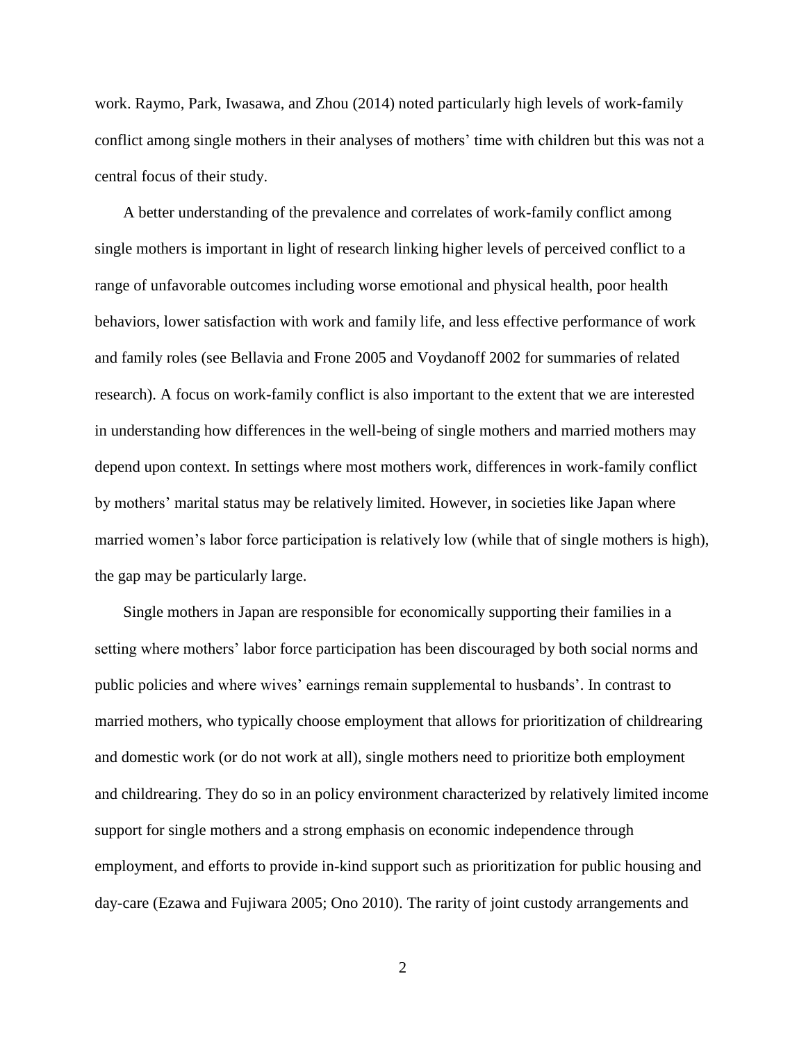work. Raymo, Park, Iwasawa, and Zhou (2014) noted particularly high levels of work-family conflict among single mothers in their analyses of mothers' time with children but this was not a central focus of their study.

A better understanding of the prevalence and correlates of work-family conflict among single mothers is important in light of research linking higher levels of perceived conflict to a range of unfavorable outcomes including worse emotional and physical health, poor health behaviors, lower satisfaction with work and family life, and less effective performance of work and family roles (see Bellavia and Frone 2005 and Voydanoff 2002 for summaries of related research). A focus on work-family conflict is also important to the extent that we are interested in understanding how differences in the well-being of single mothers and married mothers may depend upon context. In settings where most mothers work, differences in work-family conflict by mothers' marital status may be relatively limited. However, in societies like Japan where married women's labor force participation is relatively low (while that of single mothers is high), the gap may be particularly large.

Single mothers in Japan are responsible for economically supporting their families in a setting where mothers' labor force participation has been discouraged by both social norms and public policies and where wives' earnings remain supplemental to husbands'. In contrast to married mothers, who typically choose employment that allows for prioritization of childrearing and domestic work (or do not work at all), single mothers need to prioritize both employment and childrearing. They do so in an policy environment characterized by relatively limited income support for single mothers and a strong emphasis on economic independence through employment, and efforts to provide in-kind support such as prioritization for public housing and day-care (Ezawa and Fujiwara 2005; Ono 2010). The rarity of joint custody arrangements and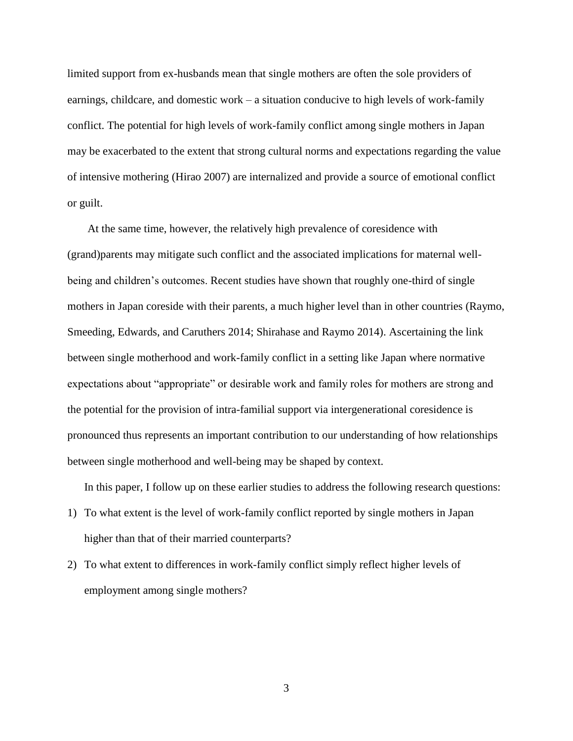limited support from ex-husbands mean that single mothers are often the sole providers of earnings, childcare, and domestic work – a situation conducive to high levels of work-family conflict. The potential for high levels of work-family conflict among single mothers in Japan may be exacerbated to the extent that strong cultural norms and expectations regarding the value of intensive mothering (Hirao 2007) are internalized and provide a source of emotional conflict or guilt.

At the same time, however, the relatively high prevalence of coresidence with (grand)parents may mitigate such conflict and the associated implications for maternal well-being and children's outcomes. Recent studies have shown that roughly one-third of single mothers in Japan coreside with their parents, a much higher level than in other countries (Raymo, Smeeding, Edwards, and Caruthers 2014; Shirahase and Raymo 2014). Ascertaining the link between single motherhood and work-family conflict in a setting like Japan where normative expectations about "appropriate" or desirable work and family roles for mothers are strong and the potential for the provision of intra-familial support via intergenerational coresidence is pronounced thus represents an important contribution to our understanding of how relationships between single motherhood and well-being may be shaped by context.

In this paper, I follow up on these earlier studies to address the following research questions:

1) To what extent is the level of work-family conflict reported by single mothers in Japan higher than that of their married counterparts?
2) To what extent to differences in work-family conflict simply reflect higher levels of employment among single mothers?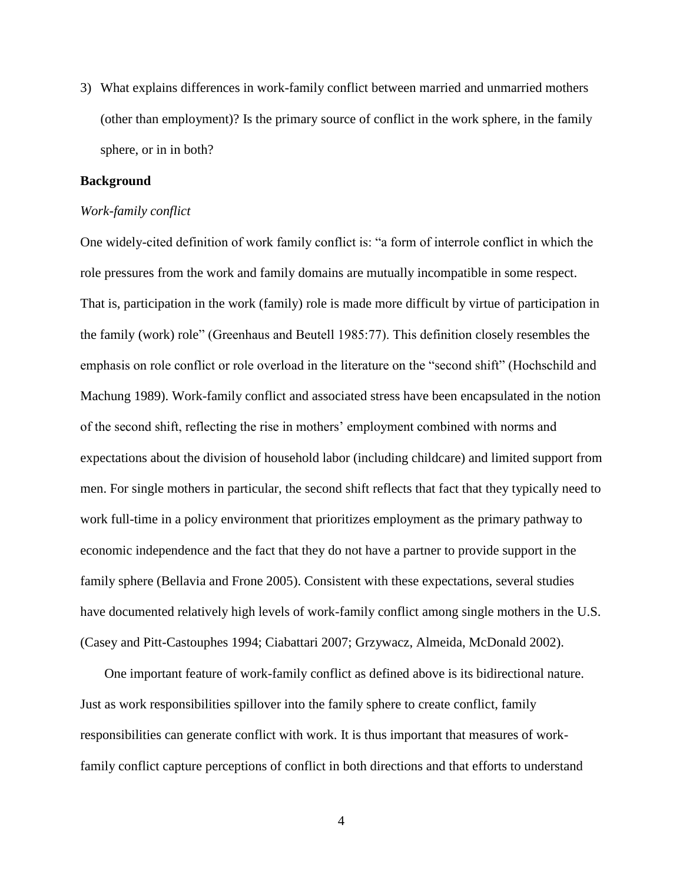3) What explains differences in work-family conflict between married and unmarried mothers (other than employment)? Is the primary source of conflict in the work sphere, in the family sphere, or in in both?

## Background

### *Work-family conflict*

One widely-cited definition of work family conflict is: "a form of interrole conflict in which the role pressures from the work and family domains are mutually incompatible in some respect. That is, participation in the work (family) role is made more difficult by virtue of participation in the family (work) role" (Greenhaus and Beutell 1985:77). This definition closely resembles the emphasis on role conflict or role overload in the literature on the "second shift" (Hochschild and Machung 1989). Work-family conflict and associated stress have been encapsulated in the notion of the second shift, reflecting the rise in mothers' employment combined with norms and expectations about the division of household labor (including childcare) and limited support from men. For single mothers in particular, the second shift reflects that fact that they typically need to work full-time in a policy environment that prioritizes employment as the primary pathway to economic independence and the fact that they do not have a partner to provide support in the family sphere (Bellavia and Frone 2005). Consistent with these expectations, several studies have documented relatively high levels of work-family conflict among single mothers in the U.S. (Casey and Pitt-Castouphes 1994; Ciabattari 2007; Grzywacz, Almeida, McDonald 2002).

One important feature of work-family conflict as defined above is its bidirectional nature. Just as work responsibilities spillover into the family sphere to create conflict, family responsibilities can generate conflict with work. It is thus important that measures of work-family conflict capture perceptions of conflict in both directions and that efforts to understand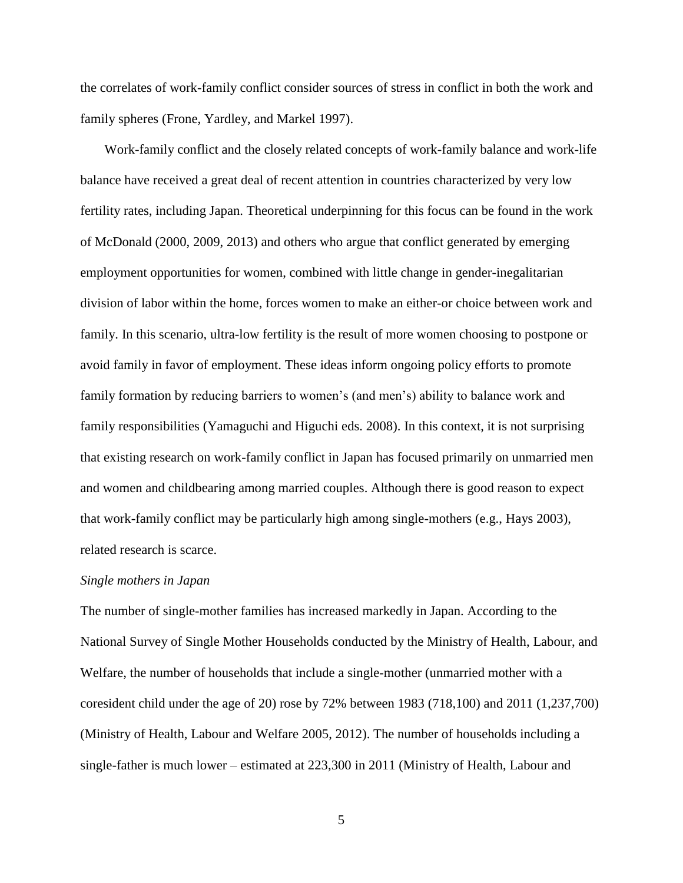the correlates of work-family conflict consider sources of stress in conflict in both the work and family spheres (Frone, Yardley, and Markel 1997).

Work-family conflict and the closely related concepts of work-family balance and work-life balance have received a great deal of recent attention in countries characterized by very low fertility rates, including Japan. Theoretical underpinning for this focus can be found in the work of McDonald (2000, 2009, 2013) and others who argue that conflict generated by emerging employment opportunities for women, combined with little change in gender-inegalitarian division of labor within the home, forces women to make an either-or choice between work and family. In this scenario, ultra-low fertility is the result of more women choosing to postpone or avoid family in favor of employment. These ideas inform ongoing policy efforts to promote family formation by reducing barriers to women's (and men's) ability to balance work and family responsibilities (Yamaguchi and Higuchi eds. 2008). In this context, it is not surprising that existing research on work-family conflict in Japan has focused primarily on unmarried men and women and childbearing among married couples. Although there is good reason to expect that work-family conflict may be particularly high among single-mothers (e.g., Hays 2003), related research is scarce.

*Single mothers in Japan*

The number of single-mother families has increased markedly in Japan. According to the National Survey of Single Mother Households conducted by the Ministry of Health, Labour, and Welfare, the number of households that include a single-mother (unmarried mother with a coresident child under the age of 20) rose by 72% between 1983 (718,100) and 2011 (1,237,700) (Ministry of Health, Labour and Welfare 2005, 2012). The number of households including a single-father is much lower – estimated at 223,300 in 2011 (Ministry of Health, Labour and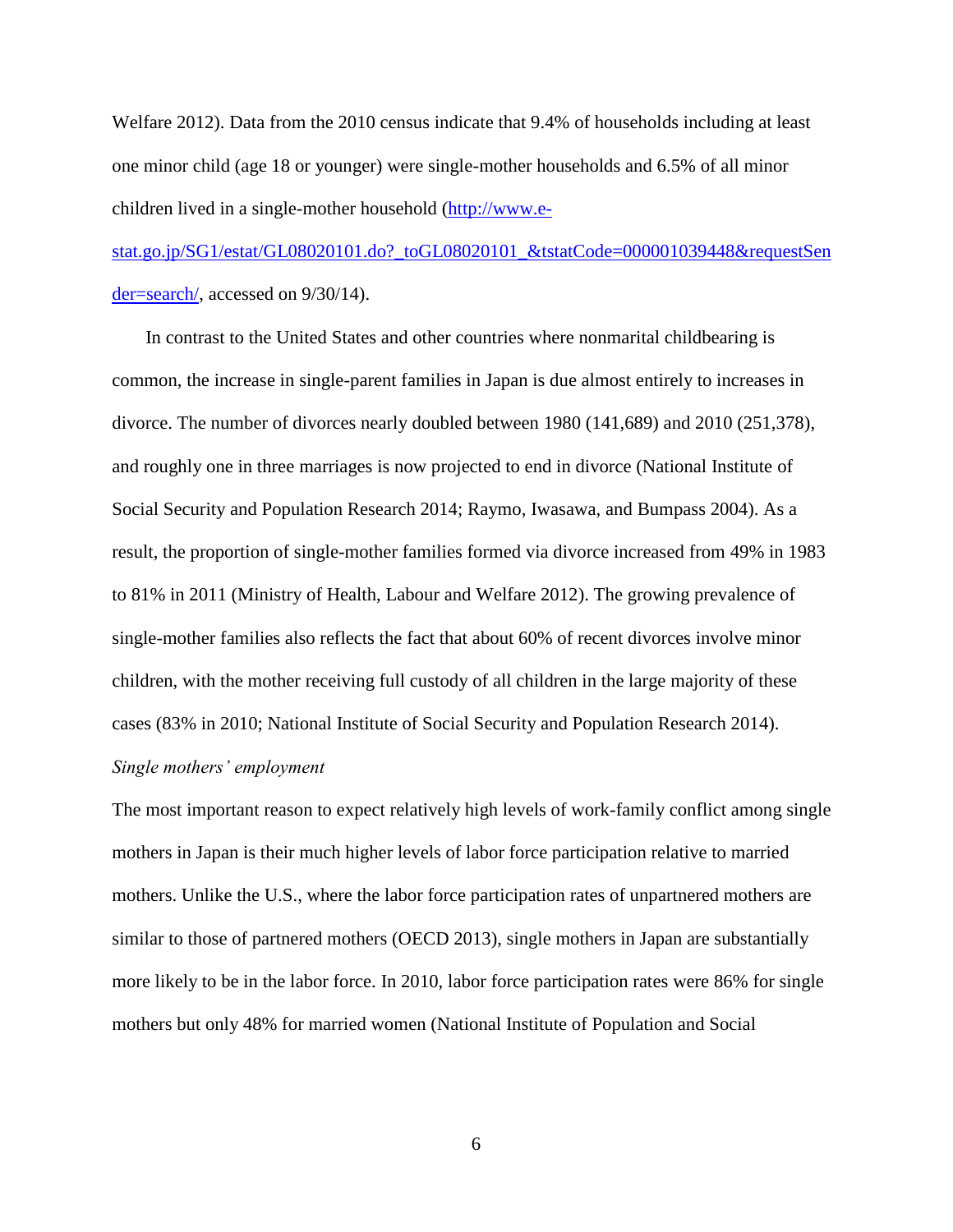Welfare 2012). Data from the 2010 census indicate that 9.4% of households including at least one minor child (age 18 or younger) were single-mother households and 6.5% of all minor children lived in a single-mother household (http://www.e-stat.go.jp/SG1/estat/GL08020101.do?_toGL08020101_&tstatCode=000001039448&requestSender=search/, accessed on 9/30/14).

In contrast to the United States and other countries where nonmarital childbearing is common, the increase in single-parent families in Japan is due almost entirely to increases in divorce. The number of divorces nearly doubled between 1980 (141,689) and 2010 (251,378), and roughly one in three marriages is now projected to end in divorce (National Institute of Social Security and Population Research 2014; Raymo, Iwasawa, and Bumpass 2004). As a result, the proportion of single-mother families formed via divorce increased from 49% in 1983 to 81% in 2011 (Ministry of Health, Labour and Welfare 2012). The growing prevalence of single-mother families also reflects the fact that about 60% of recent divorces involve minor children, with the mother receiving full custody of all children in the large majority of these cases (83% in 2010; National Institute of Social Security and Population Research 2014).

*Single mothers' employment*

The most important reason to expect relatively high levels of work-family conflict among single mothers in Japan is their much higher levels of labor force participation relative to married mothers. Unlike the U.S., where the labor force participation rates of unpartnered mothers are similar to those of partnered mothers (OECD 2013), single mothers in Japan are substantially more likely to be in the labor force. In 2010, labor force participation rates were 86% for single mothers but only 48% for married women (National Institute of Population and Social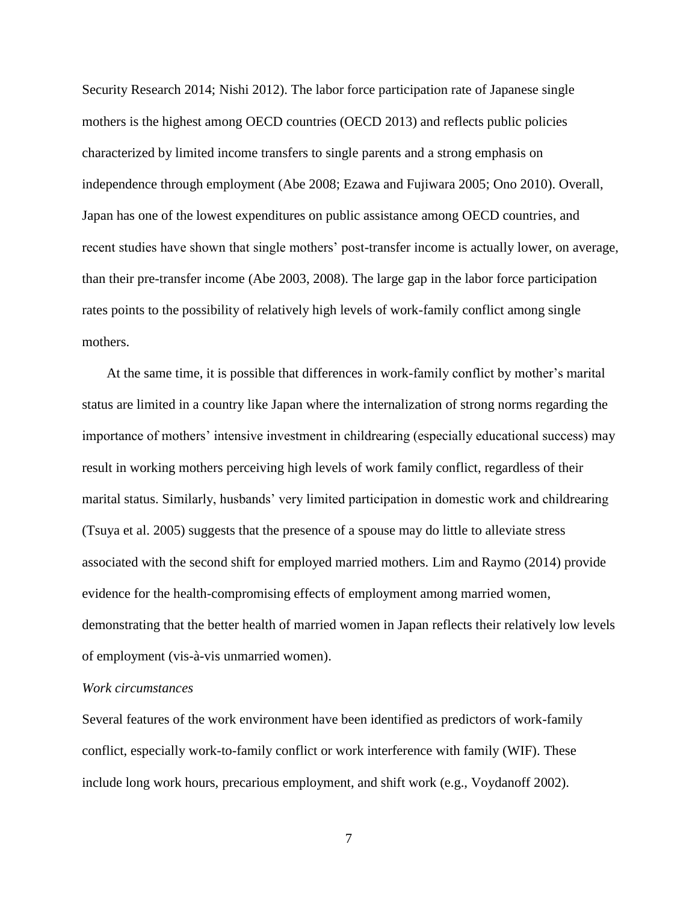Security Research 2014; Nishi 2012). The labor force participation rate of Japanese single mothers is the highest among OECD countries (OECD 2013) and reflects public policies characterized by limited income transfers to single parents and a strong emphasis on independence through employment (Abe 2008; Ezawa and Fujiwara 2005; Ono 2010). Overall, Japan has one of the lowest expenditures on public assistance among OECD countries, and recent studies have shown that single mothers' post-transfer income is actually lower, on average, than their pre-transfer income (Abe 2003, 2008). The large gap in the labor force participation rates points to the possibility of relatively high levels of work-family conflict among single mothers.

At the same time, it is possible that differences in work-family conflict by mother's marital status are limited in a country like Japan where the internalization of strong norms regarding the importance of mothers' intensive investment in childrearing (especially educational success) may result in working mothers perceiving high levels of work family conflict, regardless of their marital status. Similarly, husbands' very limited participation in domestic work and childrearing (Tsuya et al. 2005) suggests that the presence of a spouse may do little to alleviate stress associated with the second shift for employed married mothers. Lim and Raymo (2014) provide evidence for the health-compromising effects of employment among married women, demonstrating that the better health of married women in Japan reflects their relatively low levels of employment (vis-à-vis unmarried women).

*Work circumstances*

Several features of the work environment have been identified as predictors of work-family conflict, especially work-to-family conflict or work interference with family (WIF). These include long work hours, precarious employment, and shift work (e.g., Voydanoff 2002).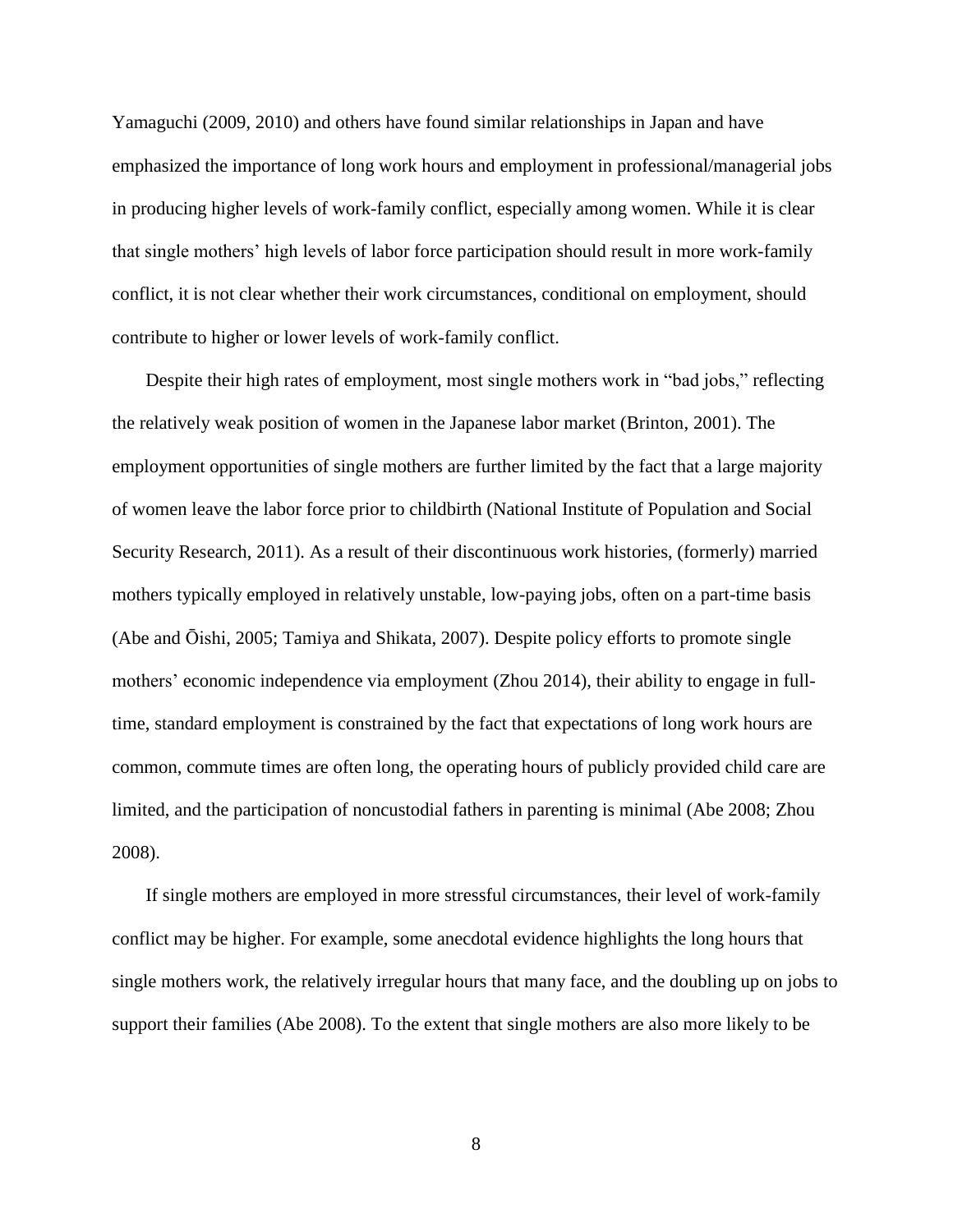Yamaguchi (2009, 2010) and others have found similar relationships in Japan and have emphasized the importance of long work hours and employment in professional/managerial jobs in producing higher levels of work-family conflict, especially among women. While it is clear that single mothers' high levels of labor force participation should result in more work-family conflict, it is not clear whether their work circumstances, conditional on employment, should contribute to higher or lower levels of work-family conflict.

Despite their high rates of employment, most single mothers work in "bad jobs," reflecting the relatively weak position of women in the Japanese labor market (Brinton, 2001). The employment opportunities of single mothers are further limited by the fact that a large majority of women leave the labor force prior to childbirth (National Institute of Population and Social Security Research, 2011). As a result of their discontinuous work histories, (formerly) married mothers typically employed in relatively unstable, low-paying jobs, often on a part-time basis (Abe and Ōishi, 2005; Tamiya and Shikata, 2007). Despite policy efforts to promote single mothers' economic independence via employment (Zhou 2014), their ability to engage in full-time, standard employment is constrained by the fact that expectations of long work hours are common, commute times are often long, the operating hours of publicly provided child care are limited, and the participation of noncustodial fathers in parenting is minimal (Abe 2008; Zhou 2008).

If single mothers are employed in more stressful circumstances, their level of work-family conflict may be higher. For example, some anecdotal evidence highlights the long hours that single mothers work, the relatively irregular hours that many face, and the doubling up on jobs to support their families (Abe 2008). To the extent that single mothers are also more likely to be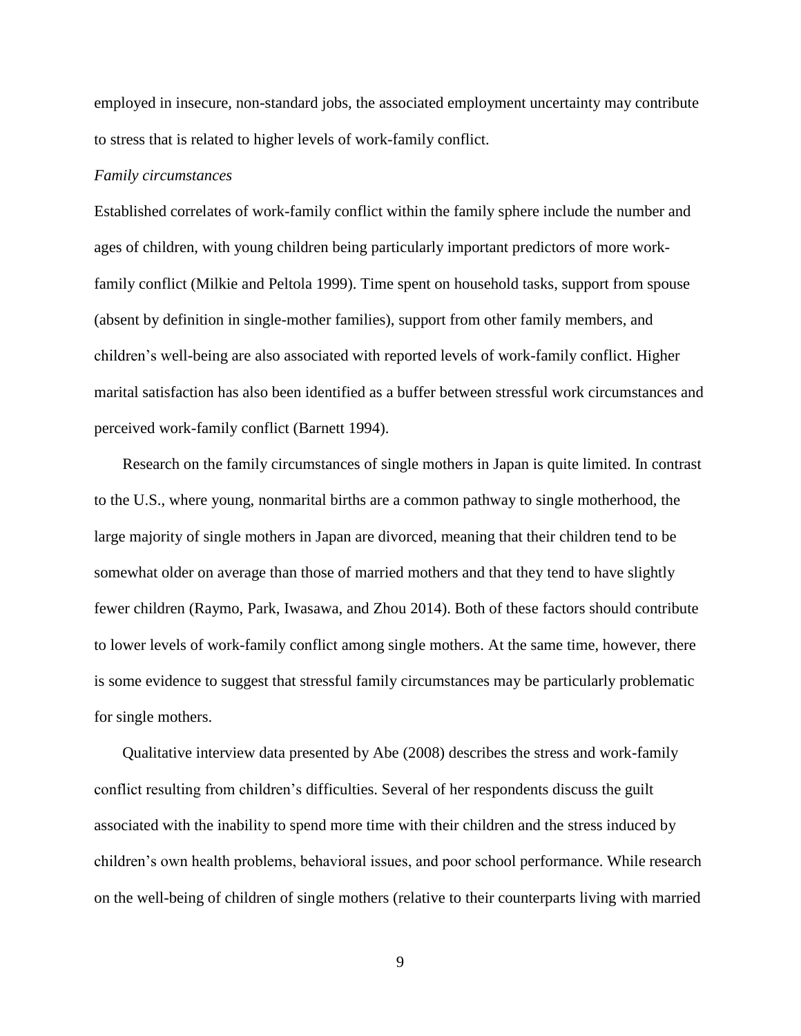employed in insecure, non-standard jobs, the associated employment uncertainty may contribute to stress that is related to higher levels of work-family conflict.

*Family circumstances*

Established correlates of work-family conflict within the family sphere include the number and ages of children, with young children being particularly important predictors of more work-family conflict (Milkie and Peltola 1999). Time spent on household tasks, support from spouse (absent by definition in single-mother families), support from other family members, and children's well-being are also associated with reported levels of work-family conflict. Higher marital satisfaction has also been identified as a buffer between stressful work circumstances and perceived work-family conflict (Barnett 1994).

Research on the family circumstances of single mothers in Japan is quite limited. In contrast to the U.S., where young, nonmarital births are a common pathway to single motherhood, the large majority of single mothers in Japan are divorced, meaning that their children tend to be somewhat older on average than those of married mothers and that they tend to have slightly fewer children (Raymo, Park, Iwasawa, and Zhou 2014). Both of these factors should contribute to lower levels of work-family conflict among single mothers. At the same time, however, there is some evidence to suggest that stressful family circumstances may be particularly problematic for single mothers.

Qualitative interview data presented by Abe (2008) describes the stress and work-family conflict resulting from children's difficulties. Several of her respondents discuss the guilt associated with the inability to spend more time with their children and the stress induced by children's own health problems, behavioral issues, and poor school performance. While research on the well-being of children of single mothers (relative to their counterparts living with married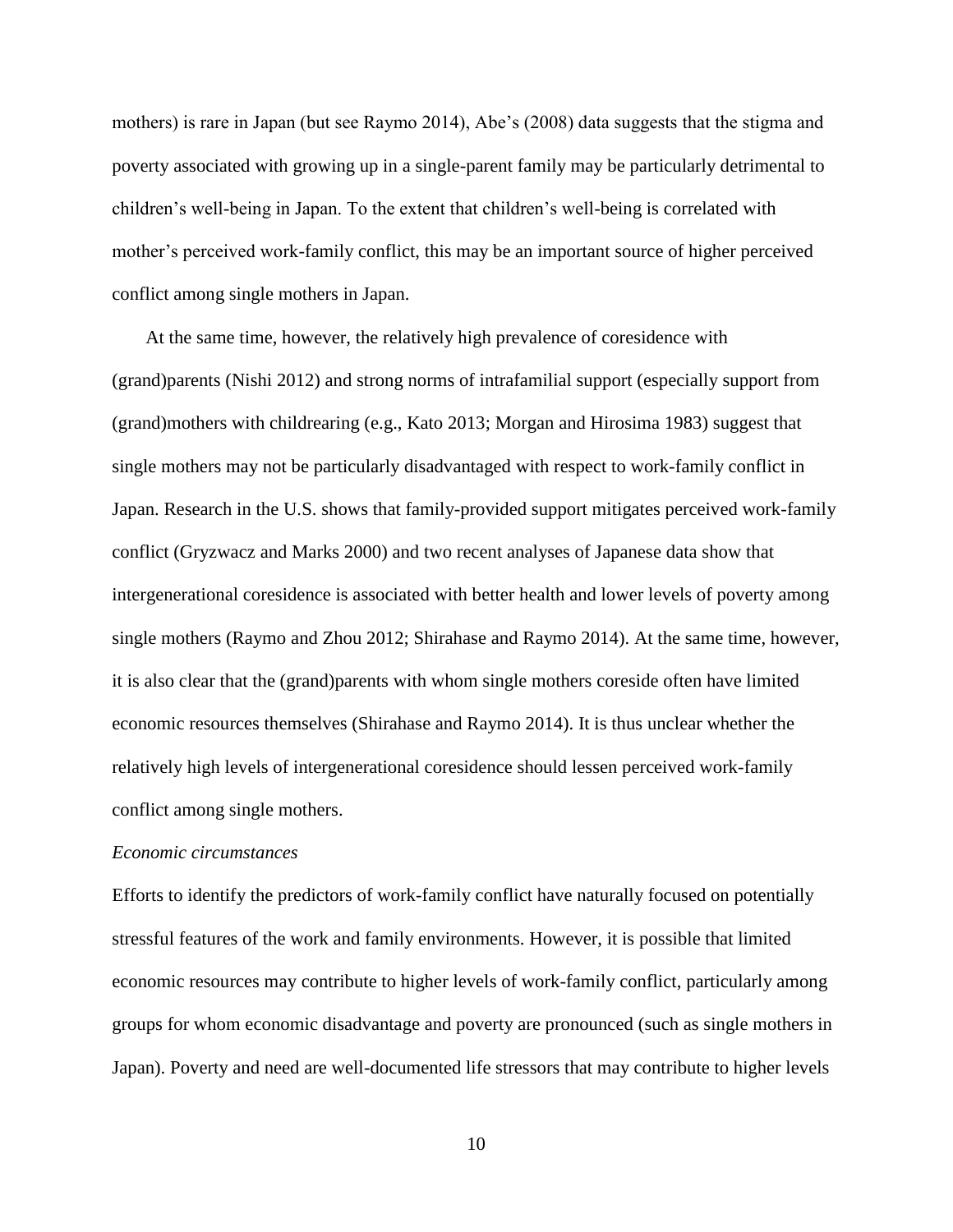mothers) is rare in Japan (but see Raymo 2014), Abe's (2008) data suggests that the stigma and poverty associated with growing up in a single-parent family may be particularly detrimental to children's well-being in Japan. To the extent that children's well-being is correlated with mother's perceived work-family conflict, this may be an important source of higher perceived conflict among single mothers in Japan.

At the same time, however, the relatively high prevalence of coresidence with (grand)parents (Nishi 2012) and strong norms of intrafamilial support (especially support from (grand)mothers with childrearing (e.g., Kato 2013; Morgan and Hirosima 1983) suggest that single mothers may not be particularly disadvantaged with respect to work-family conflict in Japan. Research in the U.S. shows that family-provided support mitigates perceived work-family conflict (Gryzwacz and Marks 2000) and two recent analyses of Japanese data show that intergenerational coresidence is associated with better health and lower levels of poverty among single mothers (Raymo and Zhou 2012; Shirahase and Raymo 2014). At the same time, however, it is also clear that the (grand)parents with whom single mothers coreside often have limited economic resources themselves (Shirahase and Raymo 2014). It is thus unclear whether the relatively high levels of intergenerational coresidence should lessen perceived work-family conflict among single mothers.

*Economic circumstances*

Efforts to identify the predictors of work-family conflict have naturally focused on potentially stressful features of the work and family environments. However, it is possible that limited economic resources may contribute to higher levels of work-family conflict, particularly among groups for whom economic disadvantage and poverty are pronounced (such as single mothers in Japan). Poverty and need are well-documented life stressors that may contribute to higher levels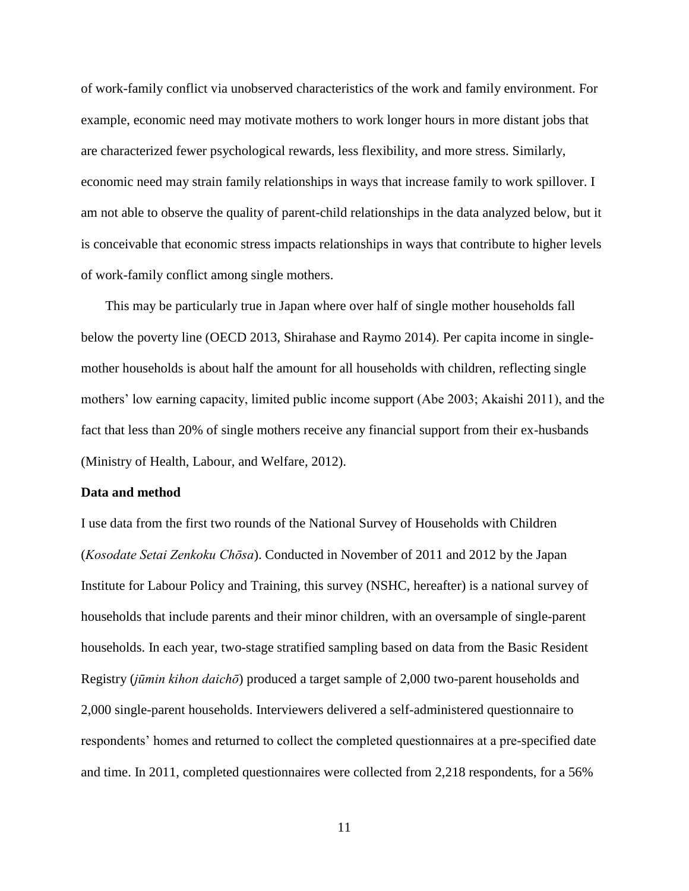of work-family conflict via unobserved characteristics of the work and family environment. For example, economic need may motivate mothers to work longer hours in more distant jobs that are characterized fewer psychological rewards, less flexibility, and more stress. Similarly, economic need may strain family relationships in ways that increase family to work spillover. I am not able to observe the quality of parent-child relationships in the data analyzed below, but it is conceivable that economic stress impacts relationships in ways that contribute to higher levels of work-family conflict among single mothers.

This may be particularly true in Japan where over half of single mother households fall below the poverty line (OECD 2013, Shirahase and Raymo 2014). Per capita income in single-mother households is about half the amount for all households with children, reflecting single mothers' low earning capacity, limited public income support (Abe 2003; Akaishi 2011), and the fact that less than 20% of single mothers receive any financial support from their ex-husbands (Ministry of Health, Labour, and Welfare, 2012).

**Data and method**

I use data from the first two rounds of the National Survey of Households with Children (*Kosodate Setai Zenkoku Chōsa*). Conducted in November of 2011 and 2012 by the Japan Institute for Labour Policy and Training, this survey (NSHC, hereafter) is a national survey of households that include parents and their minor children, with an oversample of single-parent households. In each year, two-stage stratified sampling based on data from the Basic Resident Registry (*jūmin kihon daichō*) produced a target sample of 2,000 two-parent households and 2,000 single-parent households. Interviewers delivered a self-administered questionnaire to respondents' homes and returned to collect the completed questionnaires at a pre-specified date and time. In 2011, completed questionnaires were collected from 2,218 respondents, for a 56%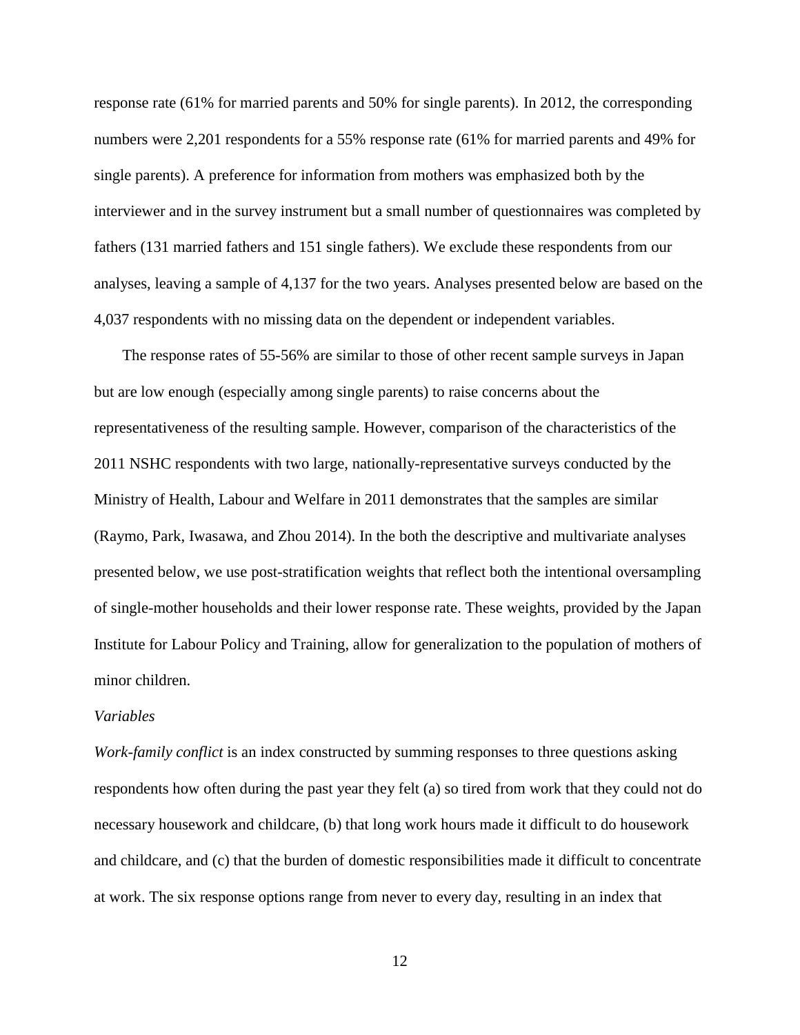response rate (61% for married parents and 50% for single parents). In 2012, the corresponding numbers were 2,201 respondents for a 55% response rate (61% for married parents and 49% for single parents). A preference for information from mothers was emphasized both by the interviewer and in the survey instrument but a small number of questionnaires was completed by fathers (131 married fathers and 151 single fathers). We exclude these respondents from our analyses, leaving a sample of 4,137 for the two years. Analyses presented below are based on the 4,037 respondents with no missing data on the dependent or independent variables.

The response rates of 55-56% are similar to those of other recent sample surveys in Japan but are low enough (especially among single parents) to raise concerns about the representativeness of the resulting sample. However, comparison of the characteristics of the 2011 NSHC respondents with two large, nationally-representative surveys conducted by the Ministry of Health, Labour and Welfare in 2011 demonstrates that the samples are similar (Raymo, Park, Iwasawa, and Zhou 2014). In the both the descriptive and multivariate analyses presented below, we use post-stratification weights that reflect both the intentional oversampling of single-mother households and their lower response rate. These weights, provided by the Japan Institute for Labour Policy and Training, allow for generalization to the population of mothers of minor children.

*Variables*

*Work-family conflict* is an index constructed by summing responses to three questions asking respondents how often during the past year they felt (a) so tired from work that they could not do necessary housework and childcare, (b) that long work hours made it difficult to do housework and childcare, and (c) that the burden of domestic responsibilities made it difficult to concentrate at work. The six response options range from never to every day, resulting in an index that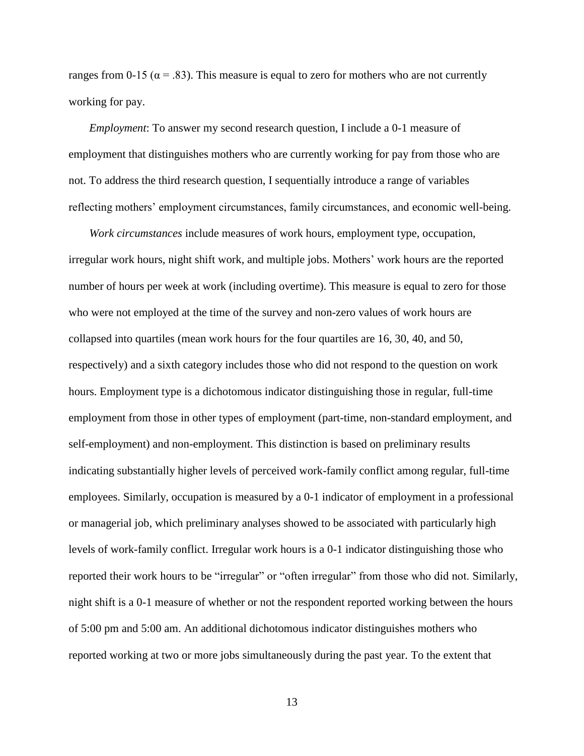ranges from 0-15 ($\alpha = .83$). This measure is equal to zero for mothers who are not currently working for pay.

*Employment*: To answer my second research question, I include a 0-1 measure of employment that distinguishes mothers who are currently working for pay from those who are not. To address the third research question, I sequentially introduce a range of variables reflecting mothers' employment circumstances, family circumstances, and economic well-being.

*Work circumstances* include measures of work hours, employment type, occupation, irregular work hours, night shift work, and multiple jobs. Mothers' work hours are the reported number of hours per week at work (including overtime). This measure is equal to zero for those who were not employed at the time of the survey and non-zero values of work hours are collapsed into quartiles (mean work hours for the four quartiles are 16, 30, 40, and 50, respectively) and a sixth category includes those who did not respond to the question on work hours. Employment type is a dichotomous indicator distinguishing those in regular, full-time employment from those in other types of employment (part-time, non-standard employment, and self-employment) and non-employment. This distinction is based on preliminary results indicating substantially higher levels of perceived work-family conflict among regular, full-time employees. Similarly, occupation is measured by a 0-1 indicator of employment in a professional or managerial job, which preliminary analyses showed to be associated with particularly high levels of work-family conflict. Irregular work hours is a 0-1 indicator distinguishing those who reported their work hours to be "irregular" or "often irregular" from those who did not. Similarly, night shift is a 0-1 measure of whether or not the respondent reported working between the hours of 5:00 pm and 5:00 am. An additional dichotomous indicator distinguishes mothers who reported working at two or more jobs simultaneously during the past year. To the extent that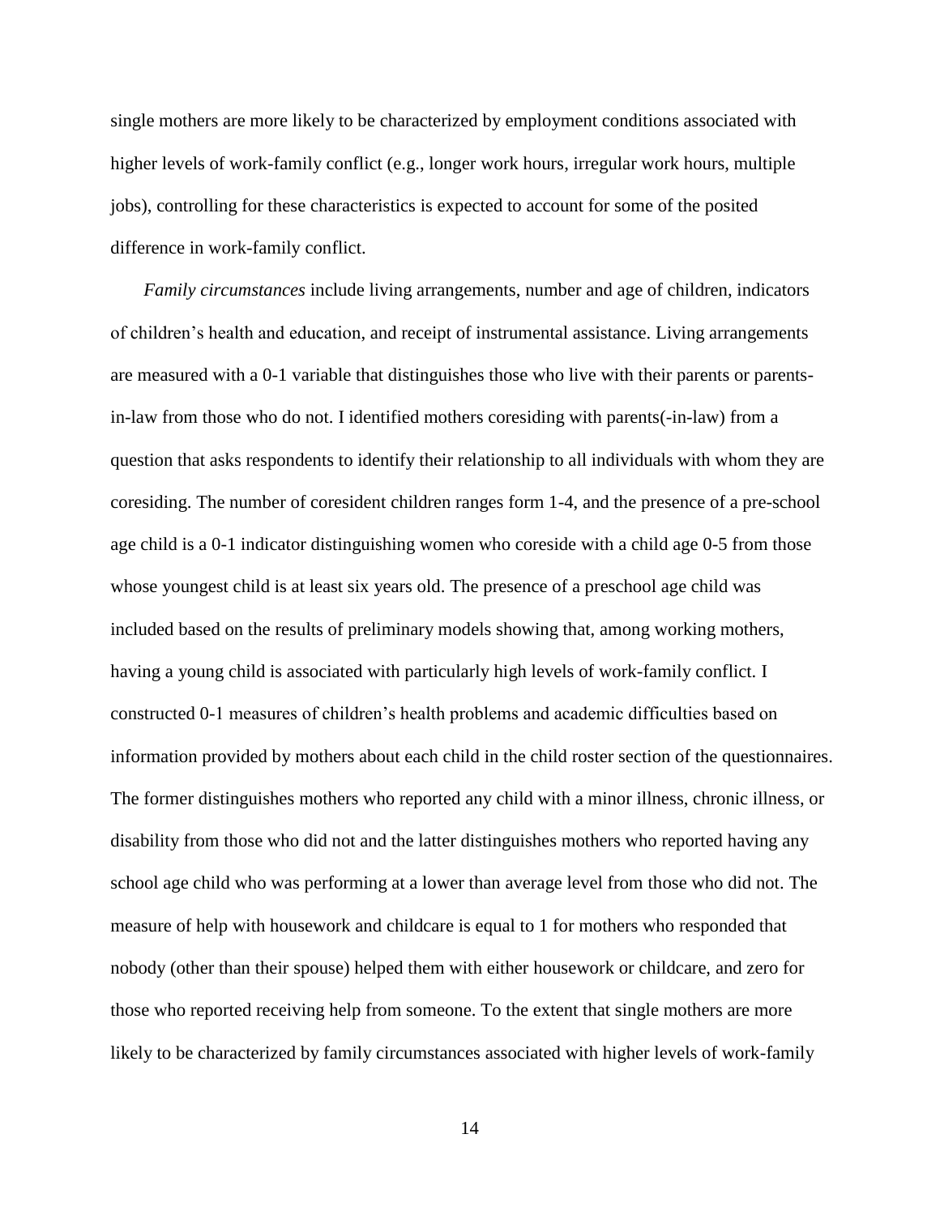single mothers are more likely to be characterized by employment conditions associated with higher levels of work-family conflict (e.g., longer work hours, irregular work hours, multiple jobs), controlling for these characteristics is expected to account for some of the posited difference in work-family conflict.

*Family circumstances* include living arrangements, number and age of children, indicators of children's health and education, and receipt of instrumental assistance. Living arrangements are measured with a 0-1 variable that distinguishes those who live with their parents or parents-in-law from those who do not. I identified mothers coresiding with parents(-in-law) from a question that asks respondents to identify their relationship to all individuals with whom they are coresiding. The number of coresident children ranges form 1-4, and the presence of a pre-school age child is a 0-1 indicator distinguishing women who coreside with a child age 0-5 from those whose youngest child is at least six years old. The presence of a preschool age child was included based on the results of preliminary models showing that, among working mothers, having a young child is associated with particularly high levels of work-family conflict. I constructed 0-1 measures of children's health problems and academic difficulties based on information provided by mothers about each child in the child roster section of the questionnaires. The former distinguishes mothers who reported any child with a minor illness, chronic illness, or disability from those who did not and the latter distinguishes mothers who reported having any school age child who was performing at a lower than average level from those who did not. The measure of help with housework and childcare is equal to 1 for mothers who responded that nobody (other than their spouse) helped them with either housework or childcare, and zero for those who reported receiving help from someone. To the extent that single mothers are more likely to be characterized by family circumstances associated with higher levels of work-family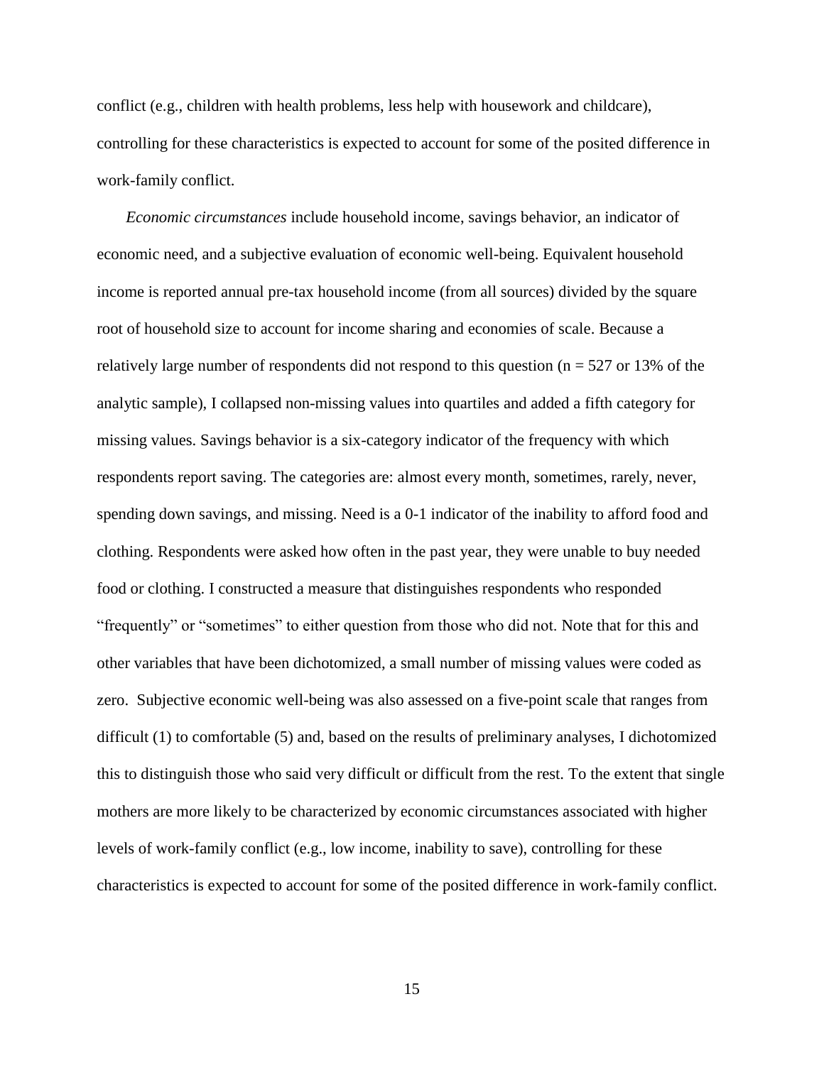conflict (e.g., children with health problems, less help with housework and childcare), controlling for these characteristics is expected to account for some of the posited difference in work-family conflict.

*Economic circumstances* include household income, savings behavior, an indicator of economic need, and a subjective evaluation of economic well-being. Equivalent household income is reported annual pre-tax household income (from all sources) divided by the square root of household size to account for income sharing and economies of scale. Because a relatively large number of respondents did not respond to this question (n = 527 or 13% of the analytic sample), I collapsed non-missing values into quartiles and added a fifth category for missing values. Savings behavior is a six-category indicator of the frequency with which respondents report saving. The categories are: almost every month, sometimes, rarely, never, spending down savings, and missing. Need is a 0-1 indicator of the inability to afford food and clothing. Respondents were asked how often in the past year, they were unable to buy needed food or clothing. I constructed a measure that distinguishes respondents who responded "frequently" or "sometimes" to either question from those who did not. Note that for this and other variables that have been dichotomized, a small number of missing values were coded as zero. Subjective economic well-being was also assessed on a five-point scale that ranges from difficult (1) to comfortable (5) and, based on the results of preliminary analyses, I dichotomized this to distinguish those who said very difficult or difficult from the rest. To the extent that single mothers are more likely to be characterized by economic circumstances associated with higher levels of work-family conflict (e.g., low income, inability to save), controlling for these characteristics is expected to account for some of the posited difference in work-family conflict.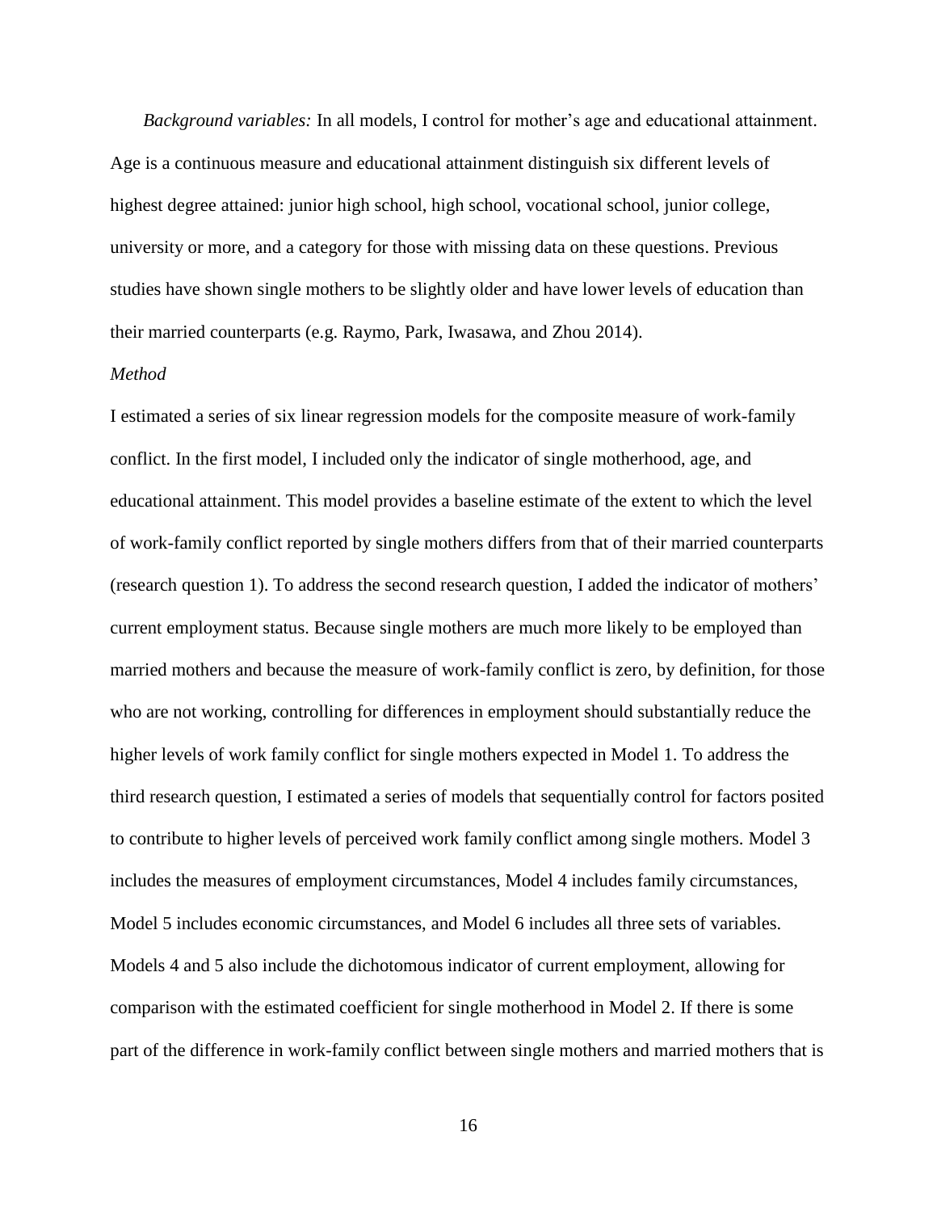*Background variables:* In all models, I control for mother's age and educational attainment. Age is a continuous measure and educational attainment distinguish six different levels of highest degree attained: junior high school, high school, vocational school, junior college, university or more, and a category for those with missing data on these questions. Previous studies have shown single mothers to be slightly older and have lower levels of education than their married counterparts (e.g. Raymo, Park, Iwasawa, and Zhou 2014).

*Method*

I estimated a series of six linear regression models for the composite measure of work-family conflict. In the first model, I included only the indicator of single motherhood, age, and educational attainment. This model provides a baseline estimate of the extent to which the level of work-family conflict reported by single mothers differs from that of their married counterparts (research question 1). To address the second research question, I added the indicator of mothers' current employment status. Because single mothers are much more likely to be employed than married mothers and because the measure of work-family conflict is zero, by definition, for those who are not working, controlling for differences in employment should substantially reduce the higher levels of work family conflict for single mothers expected in Model 1. To address the third research question, I estimated a series of models that sequentially control for factors posited to contribute to higher levels of perceived work family conflict among single mothers. Model 3 includes the measures of employment circumstances, Model 4 includes family circumstances, Model 5 includes economic circumstances, and Model 6 includes all three sets of variables. Models 4 and 5 also include the dichotomous indicator of current employment, allowing for comparison with the estimated coefficient for single motherhood in Model 2. If there is some part of the difference in work-family conflict between single mothers and married mothers that is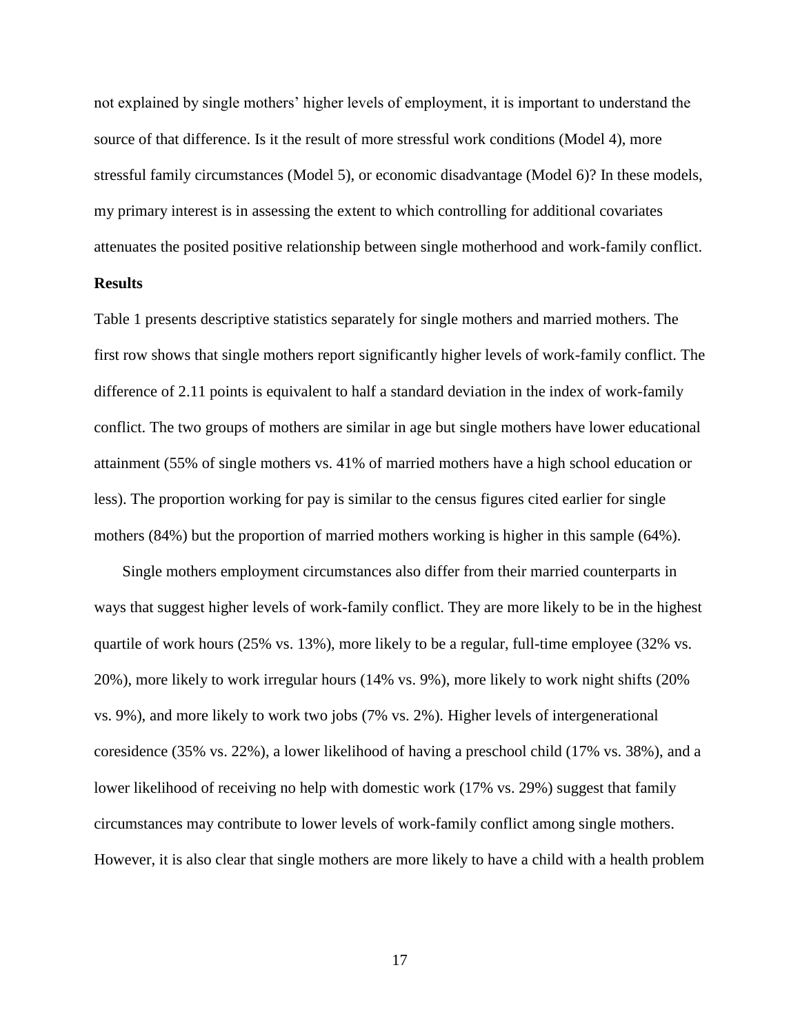not explained by single mothers' higher levels of employment, it is important to understand the source of that difference. Is it the result of more stressful work conditions (Model 4), more stressful family circumstances (Model 5), or economic disadvantage (Model 6)? In these models, my primary interest is in assessing the extent to which controlling for additional covariates attenuates the posited positive relationship between single motherhood and work-family conflict.

**Results**

Table 1 presents descriptive statistics separately for single mothers and married mothers. The first row shows that single mothers report significantly higher levels of work-family conflict. The difference of 2.11 points is equivalent to half a standard deviation in the index of work-family conflict. The two groups of mothers are similar in age but single mothers have lower educational attainment (55% of single mothers vs. 41% of married mothers have a high school education or less). The proportion working for pay is similar to the census figures cited earlier for single mothers (84%) but the proportion of married mothers working is higher in this sample (64%).

Single mothers employment circumstances also differ from their married counterparts in ways that suggest higher levels of work-family conflict. They are more likely to be in the highest quartile of work hours (25% vs. 13%), more likely to be a regular, full-time employee (32% vs. 20%), more likely to work irregular hours (14% vs. 9%), more likely to work night shifts (20% vs. 9%), and more likely to work two jobs (7% vs. 2%). Higher levels of intergenerational coresidence (35% vs. 22%), a lower likelihood of having a preschool child (17% vs. 38%), and a lower likelihood of receiving no help with domestic work (17% vs. 29%) suggest that family circumstances may contribute to lower levels of work-family conflict among single mothers. However, it is also clear that single mothers are more likely to have a child with a health problem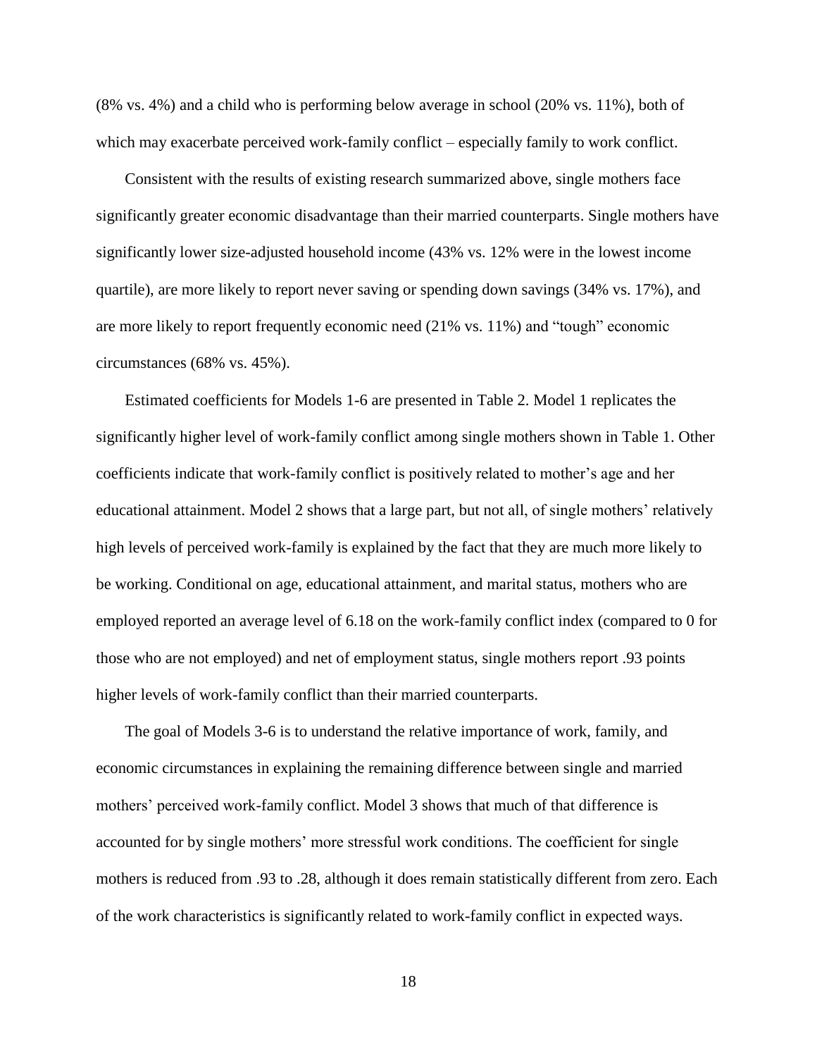(8% vs. 4%) and a child who is performing below average in school (20% vs. 11%), both of which may exacerbate perceived work-family conflict – especially family to work conflict.

Consistent with the results of existing research summarized above, single mothers face significantly greater economic disadvantage than their married counterparts. Single mothers have significantly lower size-adjusted household income (43% vs. 12% were in the lowest income quartile), are more likely to report never saving or spending down savings (34% vs. 17%), and are more likely to report frequently economic need (21% vs. 11%) and "tough" economic circumstances (68% vs. 45%).

Estimated coefficients for Models 1-6 are presented in Table 2. Model 1 replicates the significantly higher level of work-family conflict among single mothers shown in Table 1. Other coefficients indicate that work-family conflict is positively related to mother's age and her educational attainment. Model 2 shows that a large part, but not all, of single mothers' relatively high levels of perceived work-family is explained by the fact that they are much more likely to be working. Conditional on age, educational attainment, and marital status, mothers who are employed reported an average level of 6.18 on the work-family conflict index (compared to 0 for those who are not employed) and net of employment status, single mothers report .93 points higher levels of work-family conflict than their married counterparts.

The goal of Models 3-6 is to understand the relative importance of work, family, and economic circumstances in explaining the remaining difference between single and married mothers' perceived work-family conflict. Model 3 shows that much of that difference is accounted for by single mothers' more stressful work conditions. The coefficient for single mothers is reduced from .93 to .28, although it does remain statistically different from zero. Each of the work characteristics is significantly related to work-family conflict in expected ways.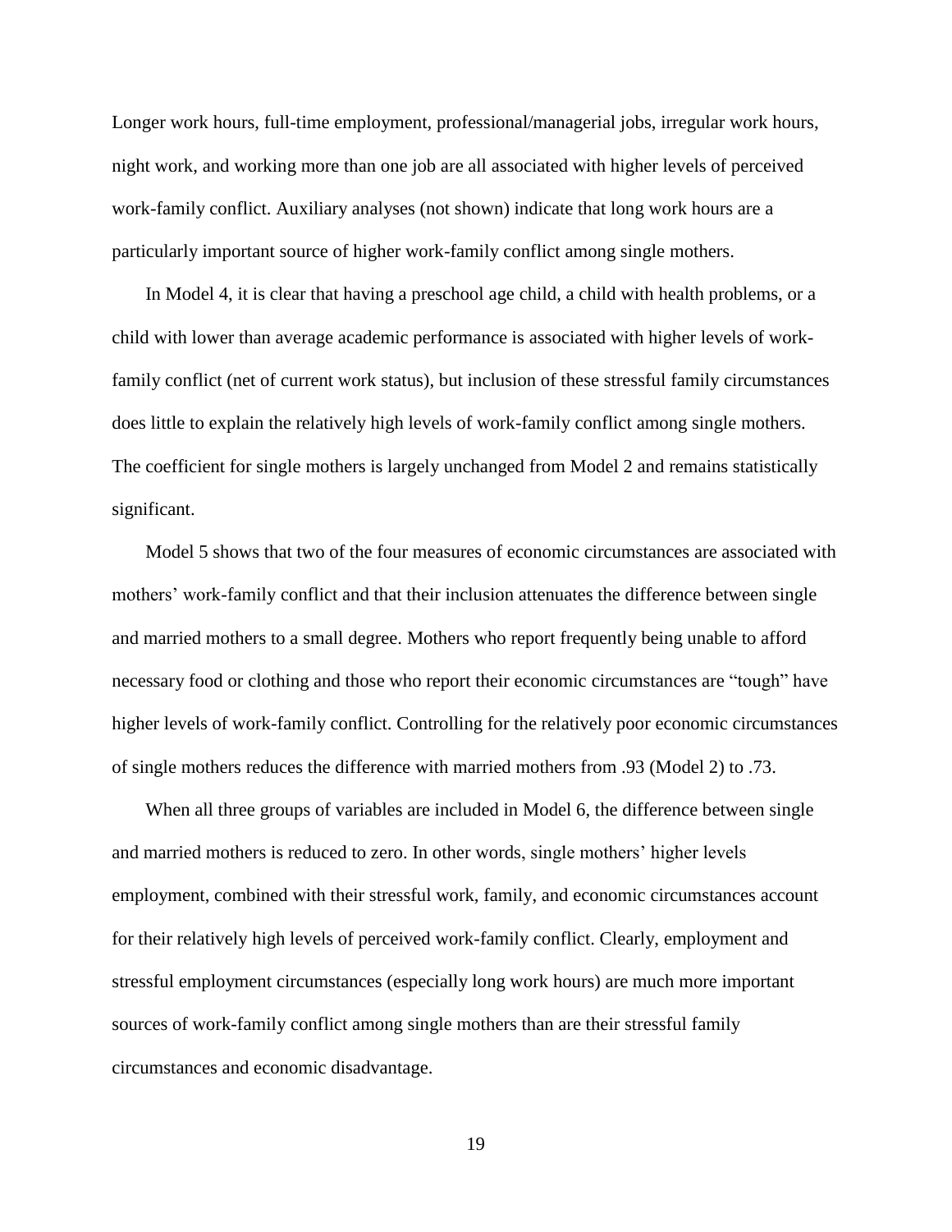Longer work hours, full-time employment, professional/managerial jobs, irregular work hours, night work, and working more than one job are all associated with higher levels of perceived work-family conflict. Auxiliary analyses (not shown) indicate that long work hours are a particularly important source of higher work-family conflict among single mothers.

In Model 4, it is clear that having a preschool age child, a child with health problems, or a child with lower than average academic performance is associated with higher levels of work-family conflict (net of current work status), but inclusion of these stressful family circumstances does little to explain the relatively high levels of work-family conflict among single mothers. The coefficient for single mothers is largely unchanged from Model 2 and remains statistically significant.

Model 5 shows that two of the four measures of economic circumstances are associated with mothers' work-family conflict and that their inclusion attenuates the difference between single and married mothers to a small degree. Mothers who report frequently being unable to afford necessary food or clothing and those who report their economic circumstances are "tough" have higher levels of work-family conflict. Controlling for the relatively poor economic circumstances of single mothers reduces the difference with married mothers from .93 (Model 2) to .73.

When all three groups of variables are included in Model 6, the difference between single and married mothers is reduced to zero. In other words, single mothers' higher levels employment, combined with their stressful work, family, and economic circumstances account for their relatively high levels of perceived work-family conflict. Clearly, employment and stressful employment circumstances (especially long work hours) are much more important sources of work-family conflict among single mothers than are their stressful family circumstances and economic disadvantage.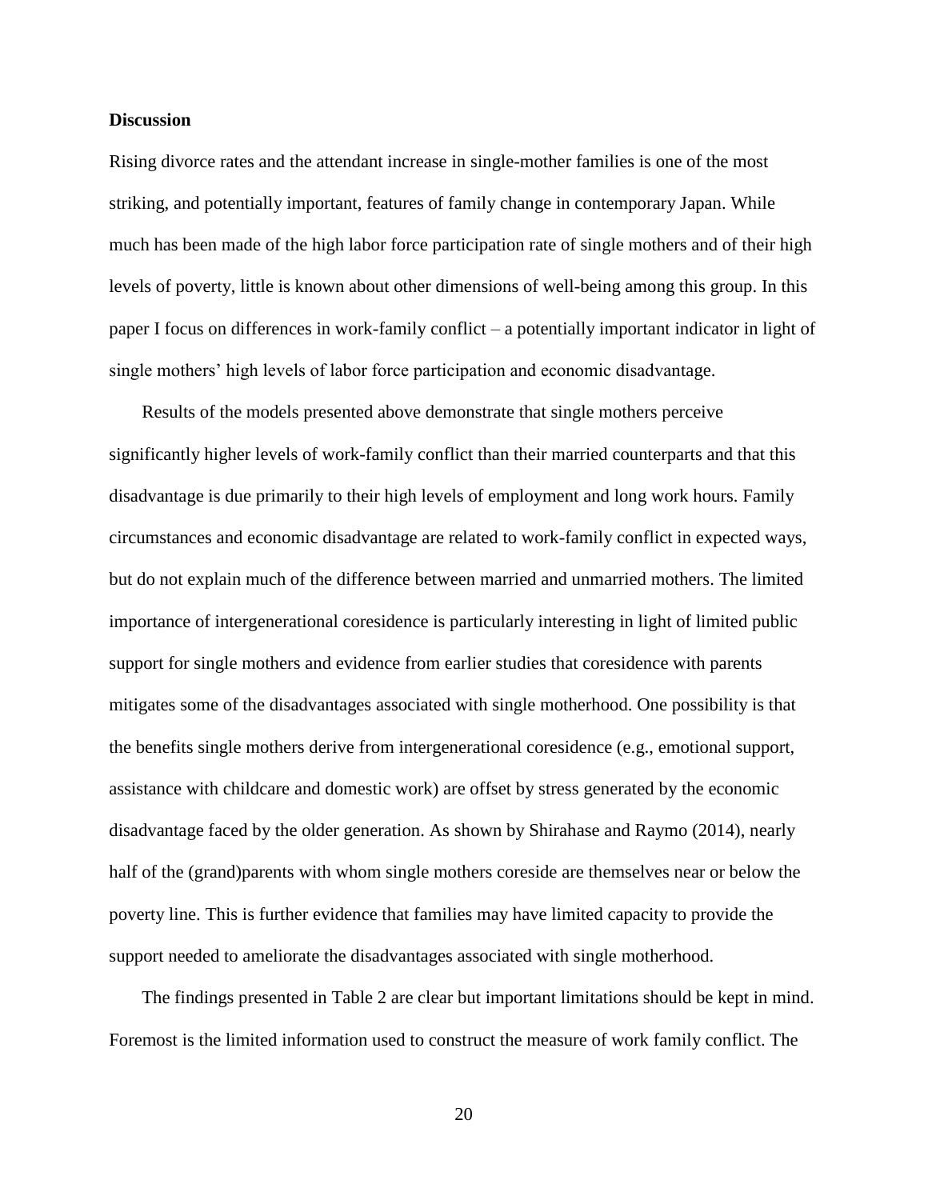**Discussion**

Rising divorce rates and the attendant increase in single-mother families is one of the most striking, and potentially important, features of family change in contemporary Japan. While much has been made of the high labor force participation rate of single mothers and of their high levels of poverty, little is known about other dimensions of well-being among this group. In this paper I focus on differences in work-family conflict – a potentially important indicator in light of single mothers' high levels of labor force participation and economic disadvantage.

Results of the models presented above demonstrate that single mothers perceive significantly higher levels of work-family conflict than their married counterparts and that this disadvantage is due primarily to their high levels of employment and long work hours. Family circumstances and economic disadvantage are related to work-family conflict in expected ways, but do not explain much of the difference between married and unmarried mothers. The limited importance of intergenerational coresidence is particularly interesting in light of limited public support for single mothers and evidence from earlier studies that coresidence with parents mitigates some of the disadvantages associated with single motherhood. One possibility is that the benefits single mothers derive from intergenerational coresidence (e.g., emotional support, assistance with childcare and domestic work) are offset by stress generated by the economic disadvantage faced by the older generation. As shown by Shirahase and Raymo (2014), nearly half of the (grand)parents with whom single mothers coreside are themselves near or below the poverty line. This is further evidence that families may have limited capacity to provide the support needed to ameliorate the disadvantages associated with single motherhood.

The findings presented in Table 2 are clear but important limitations should be kept in mind. Foremost is the limited information used to construct the measure of work family conflict. The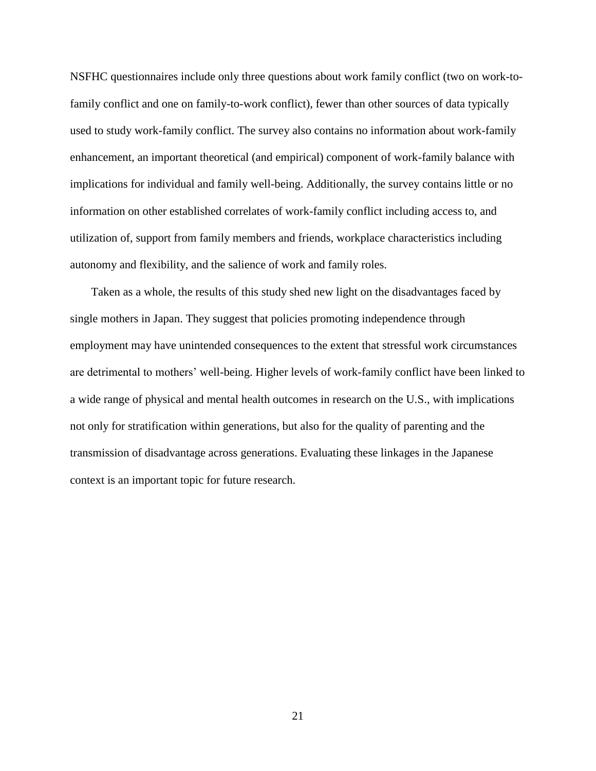NSFHC questionnaires include only three questions about work family conflict (two on work-to-family conflict and one on family-to-work conflict), fewer than other sources of data typically used to study work-family conflict. The survey also contains no information about work-family enhancement, an important theoretical (and empirical) component of work-family balance with implications for individual and family well-being. Additionally, the survey contains little or no information on other established correlates of work-family conflict including access to, and utilization of, support from family members and friends, workplace characteristics including autonomy and flexibility, and the salience of work and family roles.

Taken as a whole, the results of this study shed new light on the disadvantages faced by single mothers in Japan. They suggest that policies promoting independence through employment may have unintended consequences to the extent that stressful work circumstances are detrimental to mothers' well-being. Higher levels of work-family conflict have been linked to a wide range of physical and mental health outcomes in research on the U.S., with implications not only for stratification within generations, but also for the quality of parenting and the transmission of disadvantage across generations. Evaluating these linkages in the Japanese context is an important topic for future research.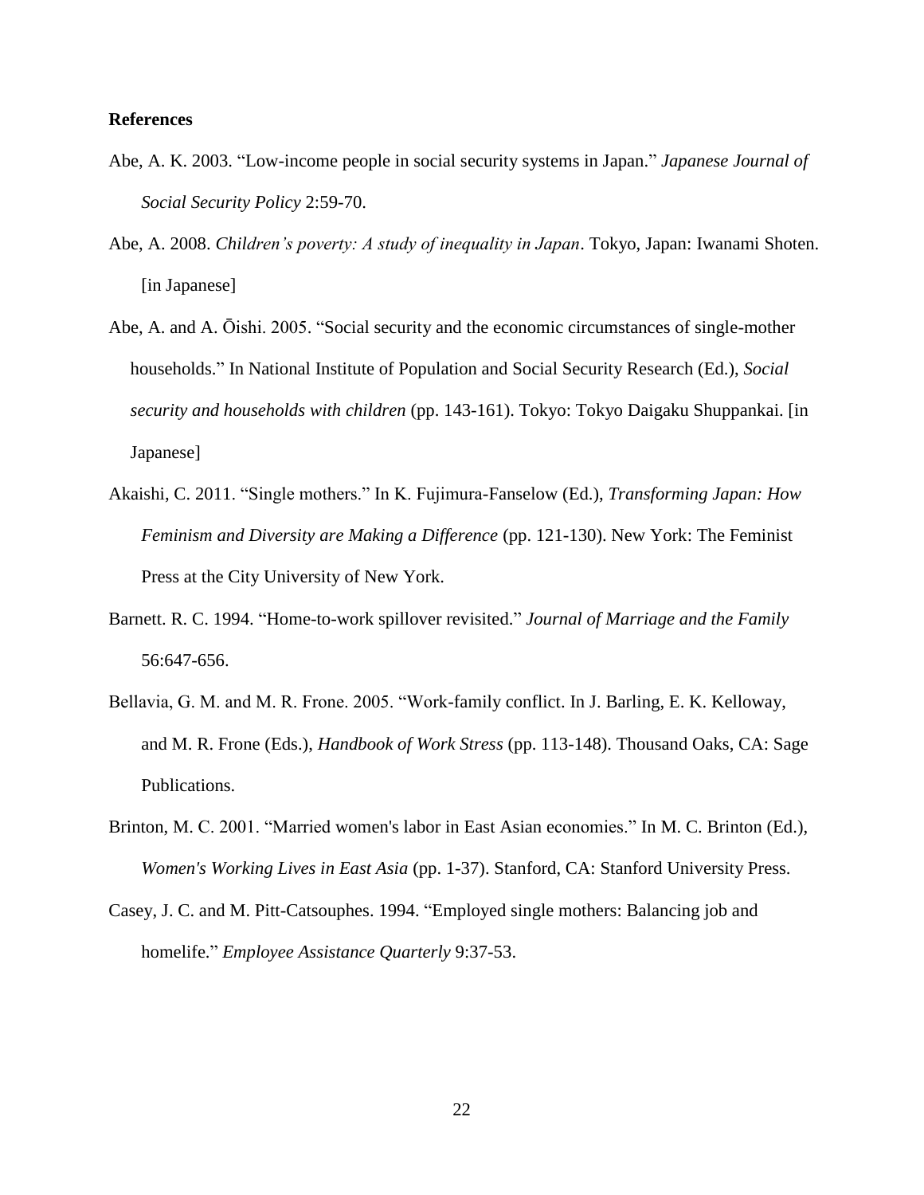**References**

Abe, A. K. 2003. “Low-income people in social security systems in Japan.” *Japanese Journal of Social Security Policy* 2:59-70.

Abe, A. 2008. *Children’s poverty: A study of inequality in Japan*. Tokyo, Japan: Iwanami Shoten. [in Japanese]

Abe, A. and A. Ōishi. 2005. “Social security and the economic circumstances of single-mother households.” In National Institute of Population and Social Security Research (Ed.), *Social security and households with children* (pp. 143-161). Tokyo: Tokyo Daigaku Shuppankai. [in Japanese]

Akaishi, C. 2011. “Single mothers.” In K. Fujimura-Fanselow (Ed.), *Transforming Japan: How Feminism and Diversity are Making a Difference* (pp. 121-130). New York: The Feminist Press at the City University of New York.

Barnett. R. C. 1994. “Home-to-work spillover revisited.” *Journal of Marriage and the Family* 56:647-656.

Bellavia, G. M. and M. R. Frone. 2005. “Work-family conflict. In J. Barling, E. K. Kelloway, and M. R. Frone (Eds.), *Handbook of Work Stress* (pp. 113-148). Thousand Oaks, CA: Sage Publications.

Brinton, M. C. 2001. “Married women's labor in East Asian economies.” In M. C. Brinton (Ed.), *Women's Working Lives in East Asia* (pp. 1-37). Stanford, CA: Stanford University Press.

Casey, J. C. and M. Pitt-Catsouphes. 1994. “Employed single mothers: Balancing job and homelife.” *Employee Assistance Quarterly* 9:37-53.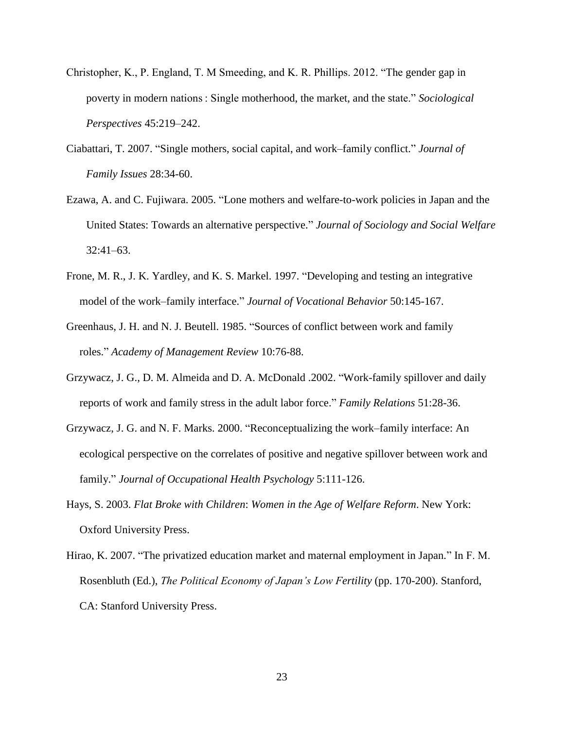Christopher, K., P. England, T. M Smeeding, and K. R. Phillips. 2012. "The gender gap in poverty in modern nations : Single motherhood, the market, and the state." *Sociological Perspectives* 45:219–242.

Ciabattari, T. 2007. "Single mothers, social capital, and work–family conflict." *Journal of Family Issues* 28:34-60.

Ezawa, A. and C. Fujiwara. 2005. "Lone mothers and welfare-to-work policies in Japan and the United States: Towards an alternative perspective." *Journal of Sociology and Social Welfare* 32:41–63.

Frone, M. R., J. K. Yardley, and K. S. Markel. 1997. "Developing and testing an integrative model of the work–family interface." *Journal of Vocational Behavior* 50:145-167.

Greenhaus, J. H. and N. J. Beutell. 1985. "Sources of conflict between work and family roles." *Academy of Management Review* 10:76-88.

Grzywacz, J. G., D. M. Almeida and D. A. McDonald .2002. "Work-family spillover and daily reports of work and family stress in the adult labor force." *Family Relations* 51:28-36.

Grzywacz, J. G. and N. F. Marks. 2000. "Reconceptualizing the work–family interface: An ecological perspective on the correlates of positive and negative spillover between work and family." *Journal of Occupational Health Psychology* 5:111-126.

Hays, S. 2003. *Flat Broke with Children*: *Women in the Age of Welfare Reform*. New York: Oxford University Press.

Hirao, K. 2007. "The privatized education market and maternal employment in Japan." In F. M. Rosenbluth (Ed.), *The Political Economy of Japan's Low Fertility* (pp. 170-200). Stanford, CA: Stanford University Press.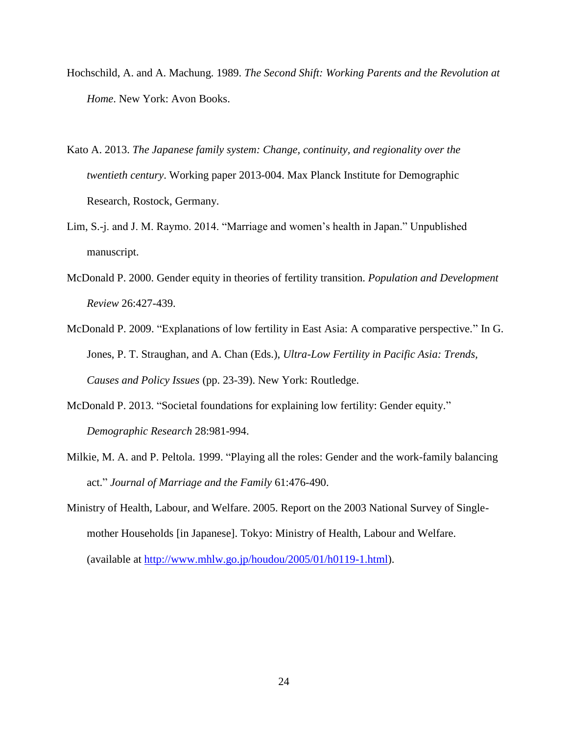Hochschild, A. and A. Machung. 1989. *The Second Shift: Working Parents and the Revolution at Home*. New York: Avon Books.

Kato A. 2013. *The Japanese family system: Change, continuity, and regionality over the twentieth century*. Working paper 2013-004. Max Planck Institute for Demographic Research, Rostock, Germany.

Lim, S.-j. and J. M. Raymo. 2014. "Marriage and women's health in Japan." Unpublished manuscript.

McDonald P. 2000. Gender equity in theories of fertility transition. *Population and Development Review* 26:427-439.

McDonald P. 2009. "Explanations of low fertility in East Asia: A comparative perspective." In G. Jones, P. T. Straughan, and A. Chan (Eds.), *Ultra-Low Fertility in Pacific Asia: Trends, Causes and Policy Issues* (pp. 23-39). New York: Routledge.

McDonald P. 2013. "Societal foundations for explaining low fertility: Gender equity." *Demographic Research* 28:981-994.

Milkie, M. A. and P. Peltola. 1999. "Playing all the roles: Gender and the work-family balancing act." *Journal of Marriage and the Family* 61:476-490.

Ministry of Health, Labour, and Welfare. 2005. Report on the 2003 National Survey of Single-mother Households [in Japanese]. Tokyo: Ministry of Health, Labour and Welfare. (available at http://www.mhlw.go.jp/houdou/2005/01/h0119-1.html).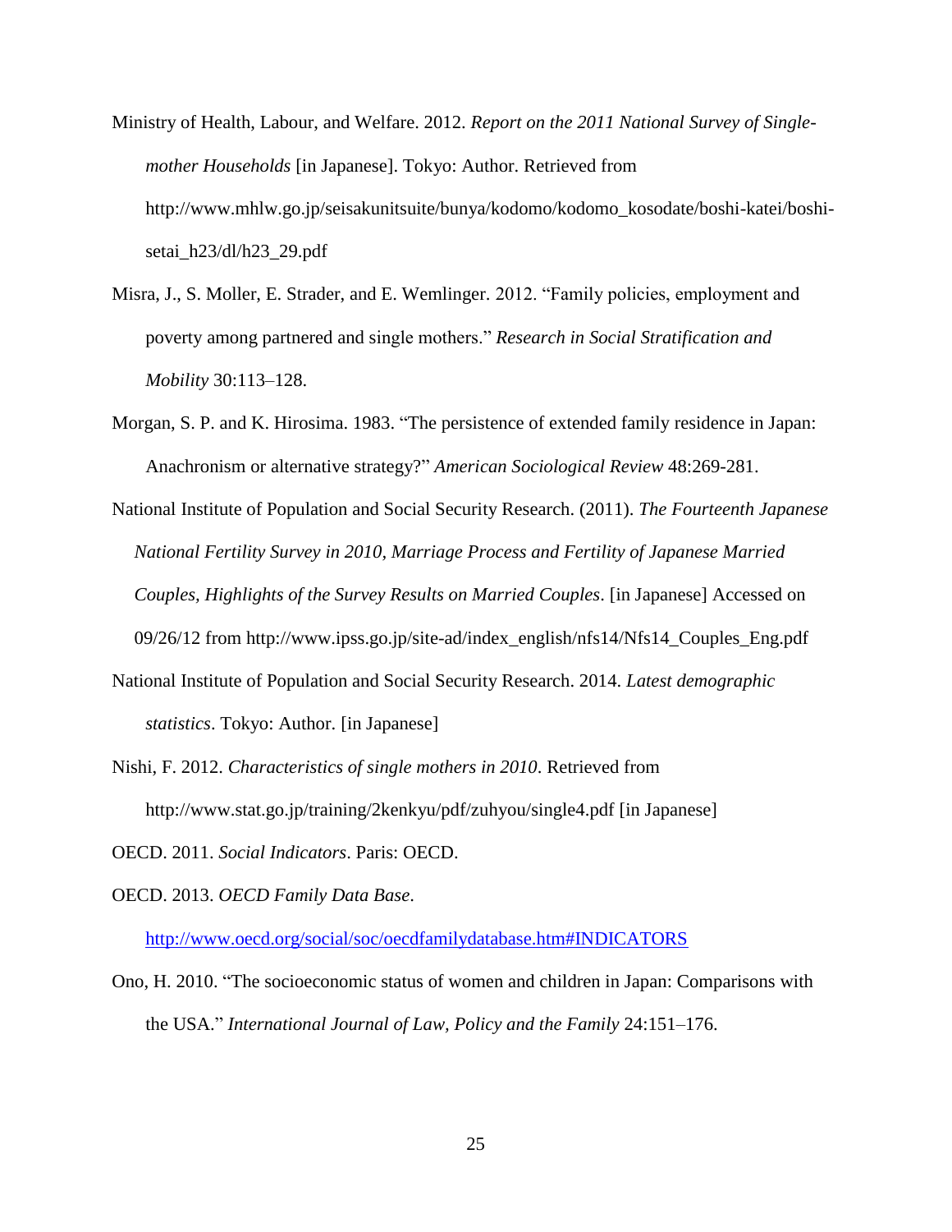Ministry of Health, Labour, and Welfare. 2012. *Report on the 2011 National Survey of Single-mother Households* [in Japanese]. Tokyo: Author. Retrieved from http://www.mhlw.go.jp/seisakunitsuite/bunya/kodomo/kodomo_kosodate/boshi-katei/boshi-setai_h23/dl/h23_29.pdf

Misra, J., S. Moller, E. Strader, and E. Wemlinger. 2012. "Family policies, employment and poverty among partnered and single mothers." *Research in Social Stratification and Mobility* 30:113–128.

Morgan, S. P. and K. Hirosima. 1983. "The persistence of extended family residence in Japan: Anachronism or alternative strategy?" *American Sociological Review* 48:269-281.

National Institute of Population and Social Security Research. (2011). *The Fourteenth Japanese National Fertility Survey in 2010, Marriage Process and Fertility of Japanese Married Couples, Highlights of the Survey Results on Married Couples*. [in Japanese] Accessed on 09/26/12 from http://www.ipss.go.jp/site-ad/index_english/nfs14/Nfs14_Couples_Eng.pdf

National Institute of Population and Social Security Research. 2014. *Latest demographic statistics*. Tokyo: Author. [in Japanese]

Nishi, F. 2012. *Characteristics of single mothers in 2010*. Retrieved from http://www.stat.go.jp/training/2kenkyu/pdf/zuhyou/single4.pdf [in Japanese]

OECD. 2011. *Social Indicators*. Paris: OECD.

OECD. 2013. *OECD Family Data Base*. http://www.oecd.org/social/soc/oecdfamilydatabase.htm#INDICATORS

Ono, H. 2010. "The socioeconomic status of women and children in Japan: Comparisons with the USA." *International Journal of Law, Policy and the Family* 24:151–176.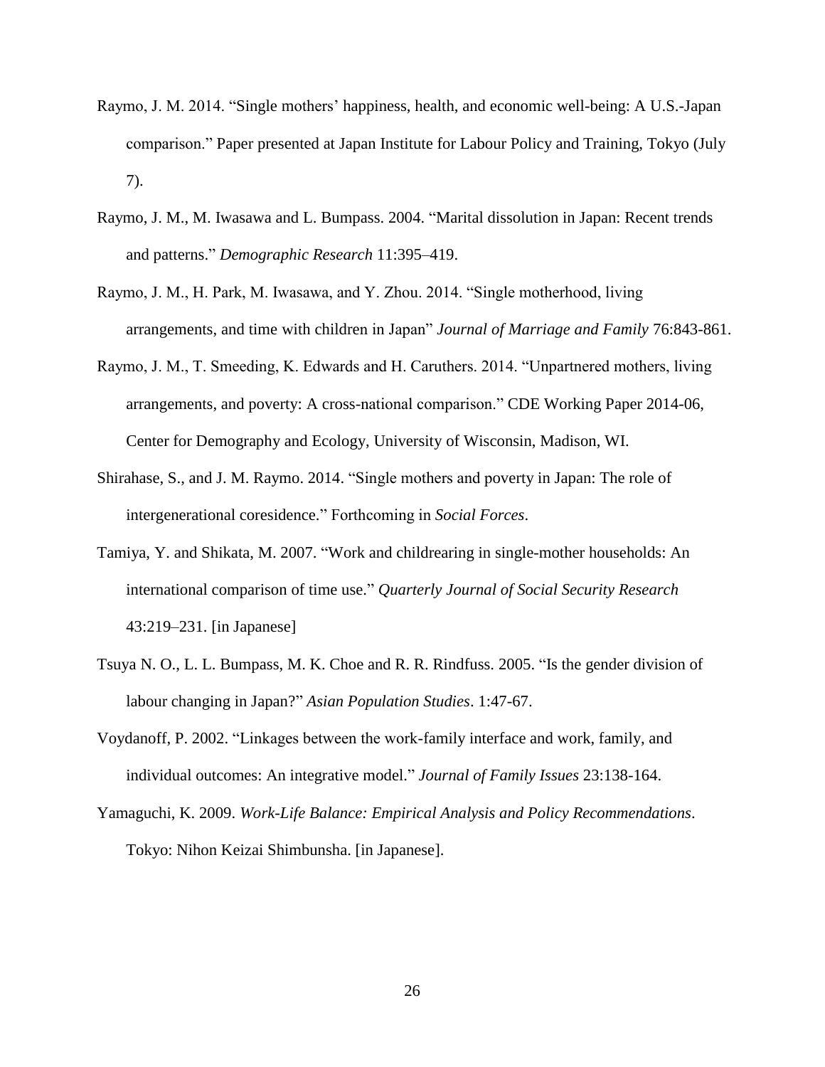Raymo, J. M. 2014. “Single mothers’ happiness, health, and economic well-being: A U.S.-Japan comparison.” Paper presented at Japan Institute for Labour Policy and Training, Tokyo (July 7).

Raymo, J. M., M. Iwasawa and L. Bumpass. 2004. “Marital dissolution in Japan: Recent trends and patterns.” *Demographic Research* 11:395–419.

Raymo, J. M., H. Park, M. Iwasawa, and Y. Zhou. 2014. “Single motherhood, living arrangements, and time with children in Japan” *Journal of Marriage and Family* 76:843-861.

Raymo, J. M., T. Smeeding, K. Edwards and H. Caruthers. 2014. “Unpartnered mothers, living arrangements, and poverty: A cross-national comparison.” CDE Working Paper 2014-06, Center for Demography and Ecology, University of Wisconsin, Madison, WI.

Shirahase, S., and J. M. Raymo. 2014. “Single mothers and poverty in Japan: The role of intergenerational coresidence.” Forthcoming in *Social Forces*.

Tamiya, Y. and Shikata, M. 2007. “Work and childrearing in single-mother households: An international comparison of time use.” *Quarterly Journal of Social Security Research* 43:219–231. [in Japanese]

Tsuya N. O., L. L. Bumpass, M. K. Choe and R. R. Rindfuss. 2005. “Is the gender division of labour changing in Japan?” *Asian Population Studies*. 1:47-67.

Voydanoff, P. 2002. “Linkages between the work-family interface and work, family, and individual outcomes: An integrative model.” *Journal of Family Issues* 23:138-164.

Yamaguchi, K. 2009. *Work-Life Balance: Empirical Analysis and Policy Recommendations*. Tokyo: Nihon Keizai Shimbunsha. [in Japanese].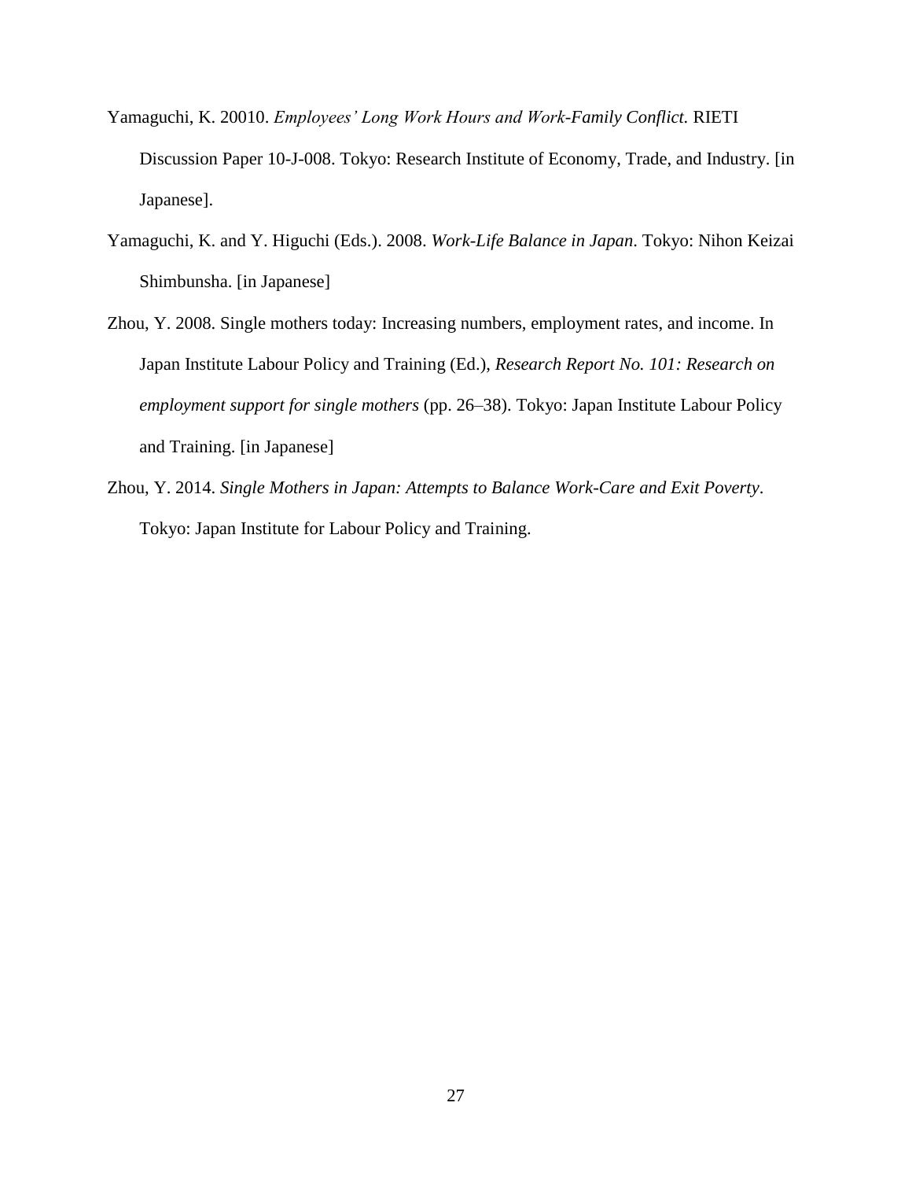Yamaguchi, K. 20010. *Employees' Long Work Hours and Work-Family Conflict.* RIETI Discussion Paper 10-J-008. Tokyo: Research Institute of Economy, Trade, and Industry. [in Japanese].

Yamaguchi, K. and Y. Higuchi (Eds.). 2008. *Work-Life Balance in Japan*. Tokyo: Nihon Keizai Shimbunsha. [in Japanese]

Zhou, Y. 2008. Single mothers today: Increasing numbers, employment rates, and income. In Japan Institute Labour Policy and Training (Ed.), *Research Report No. 101: Research on employment support for single mothers* (pp. 26–38). Tokyo: Japan Institute Labour Policy and Training. [in Japanese]

Zhou, Y. 2014. *Single Mothers in Japan: Attempts to Balance Work-Care and Exit Poverty*. Tokyo: Japan Institute for Labour Policy and Training.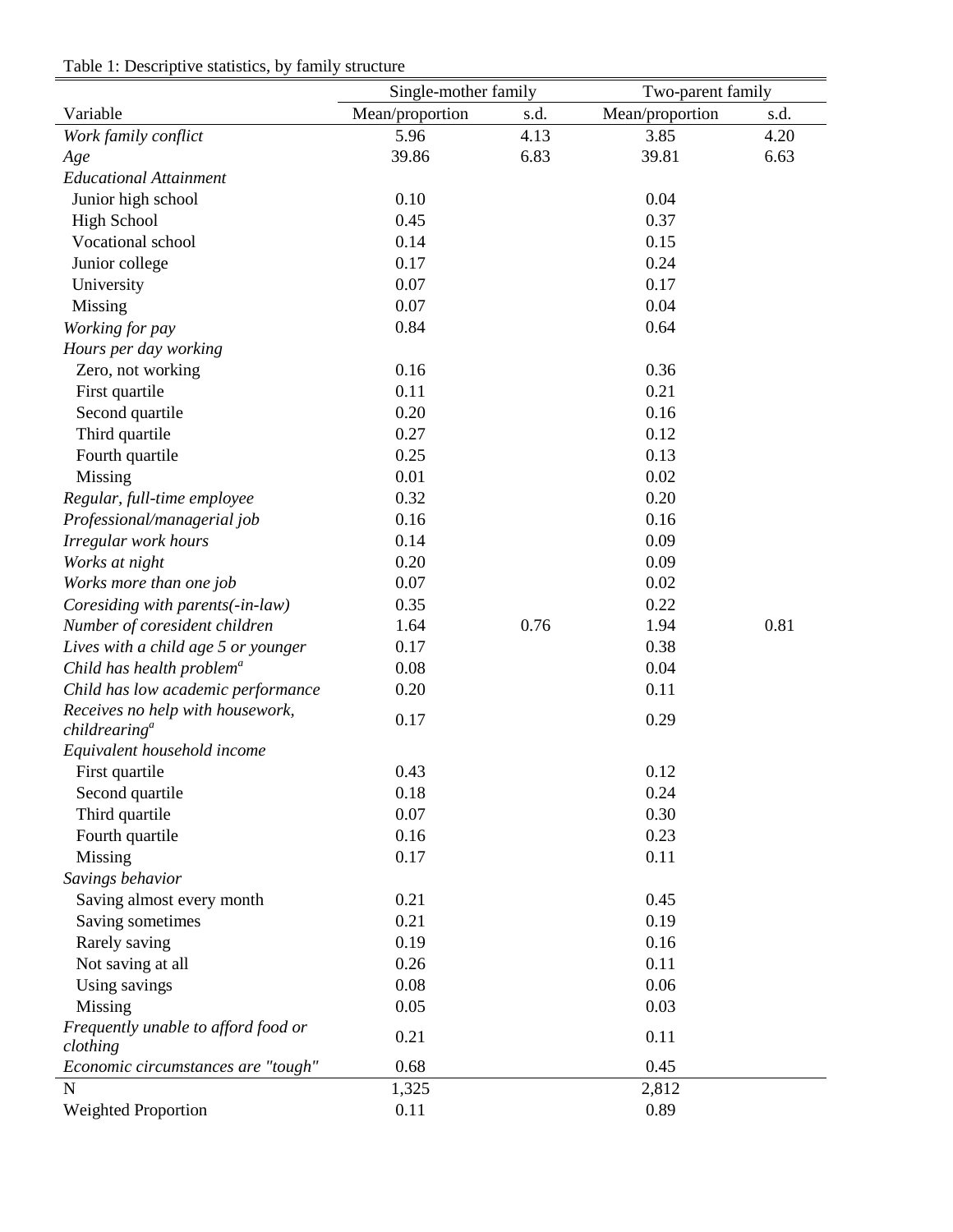Table 1: Descriptive statistics, by family structure

| | Single-mother family | | Two-parent family | |
|---|---|---|---|---|
| Variable | Mean/proportion | s.d. | Mean/proportion | s.d. |
| *Work family conflict* | 5.96 | 4.13 | 3.85 | 4.20 |
| *Age* | 39.86 | 6.83 | 39.81 | 6.63 |
| *Educational Attainment* | | | | |
| Junior high school | 0.10 | | 0.04 | |
| High School | 0.45 | | 0.37 | |
| Vocational school | 0.14 | | 0.15 | |
| Junior college | 0.17 | | 0.24 | |
| University | 0.07 | | 0.17 | |
| Missing | 0.07 | | 0.04 | |
| *Working for pay* | 0.84 | | 0.64 | |
| *Hours per day working* | | | | |
| Zero, not working | 0.16 | | 0.36 | |
| First quartile | 0.11 | | 0.21 | |
| Second quartile | 0.20 | | 0.16 | |
| Third quartile | 0.27 | | 0.12 | |
| Fourth quartile | 0.25 | | 0.13 | |
| Missing | 0.01 | | 0.02 | |
| *Regular, full-time employee* | 0.32 | | 0.20 | |
| *Professional/managerial job* | 0.16 | | 0.16 | |
| *Irregular work hours* | 0.14 | | 0.09 | |
| *Works at night* | 0.20 | | 0.09 | |
| *Works more than one job* | 0.07 | | 0.02 | |
| *Coresiding with parents(-in-law)* | 0.35 | | 0.22 | |
| *Number of coresident children* | 1.64 | 0.76 | 1.94 | 0.81 |
| *Lives with a child age 5 or younger* | 0.17 | | 0.38 | |
| *Child has health problem*[a] | 0.08 | | 0.04 | |
| *Child has low academic performance* | 0.20 | | 0.11 | |
| *Receives no help with housework, childrearing*[a] | 0.17 | | 0.29 | |
| *Equivalent household income* | | | | |
| First quartile | 0.43 | | 0.12 | |
| Second quartile | 0.18 | | 0.24 | |
| Third quartile | 0.07 | | 0.30 | |
| Fourth quartile | 0.16 | | 0.23 | |
| Missing | 0.17 | | 0.11 | |
| *Savings behavior* | | | | |
| Saving almost every month | 0.21 | | 0.45 | |
| Saving sometimes | 0.21 | | 0.19 | |
| Rarely saving | 0.19 | | 0.16 | |
| Not saving at all | 0.26 | | 0.11 | |
| Using savings | 0.08 | | 0.06 | |
| Missing | 0.05 | | 0.03 | |
| *Frequently unable to afford food or clothing* | 0.21 | | 0.11 | |
| *Economic circumstances are "tough"* | 0.68 | | 0.45 | |
| N | 1,325 | | 2,812 | |
| Weighted Proportion | 0.11 | | 0.89 | |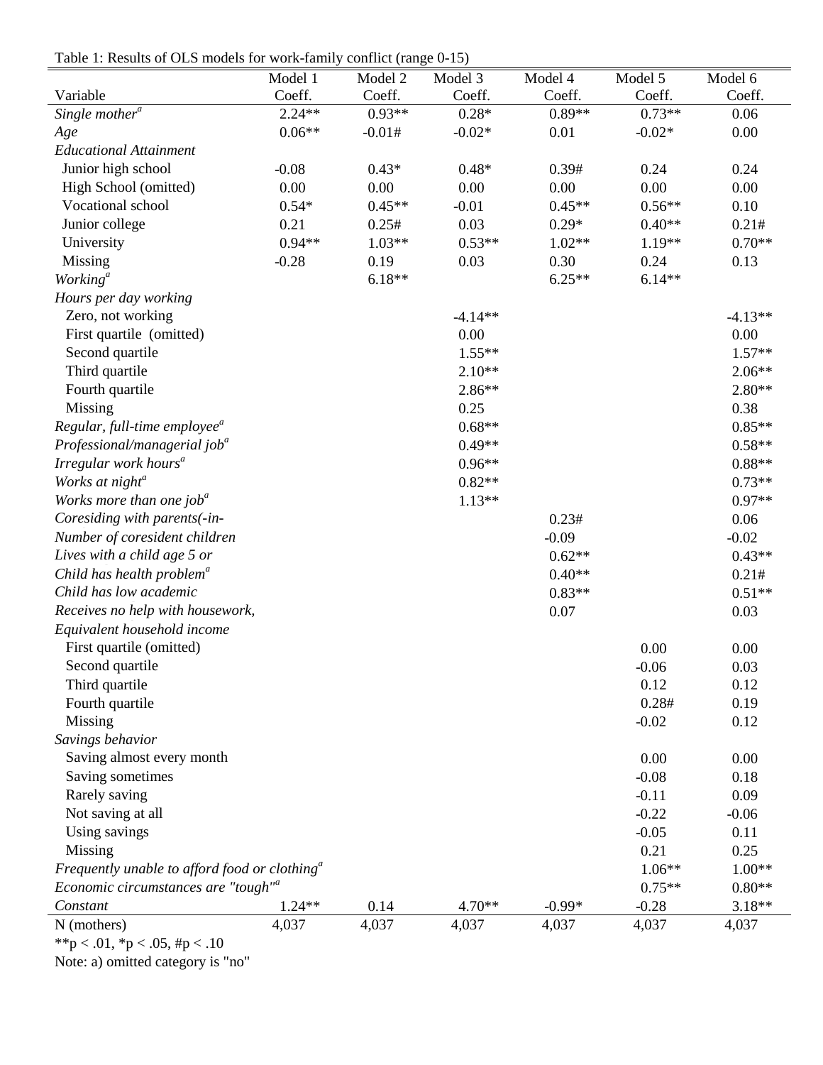Table 1: Results of OLS models for work-family conflict (range 0-15)

| Variable | Model 1 Coeff. | Model 2 Coeff. | Model 3 Coeff. | Model 4 Coeff. | Model 5 Coeff. | Model 6 Coeff. |
|---|---|---|---|---|---|---|
| *Single mother*[a] | 2.24** | 0.93** | 0.28* | 0.89** | 0.73** | 0.06 |
| *Age* | 0.06** | -0.01# | -0.02* | 0.01 | -0.02* | 0.00 |
| *Educational Attainment* | | | | | | |
| Junior high school | -0.08 | 0.43* | 0.48* | 0.39# | 0.24 | 0.24 |
| High School (omitted) | 0.00 | 0.00 | 0.00 | 0.00 | 0.00 | 0.00 |
| Vocational school | 0.54* | 0.45** | -0.01 | 0.45** | 0.56** | 0.10 |
| Junior college | 0.21 | 0.25# | 0.03 | 0.29* | 0.40** | 0.21# |
| University | 0.94** | 1.03** | 0.53** | 1.02** | 1.19** | 0.70** |
| Missing | -0.28 | 0.19 | 0.03 | 0.30 | 0.24 | 0.13 |
| *Working*[a] | | 6.18** | | 6.25** | 6.14** | |
| *Hours per day working* | | | | | | |
| Zero, not working | | | -4.14** | | | -4.13** |
| First quartile (omitted) | | | 0.00 | | | 0.00 |
| Second quartile | | | 1.55** | | | 1.57** |
| Third quartile | | | 2.10** | | | 2.06** |
| Fourth quartile | | | 2.86** | | | 2.80** |
| Missing | | | 0.25 | | | 0.38 |
| *Regular, full-time employee*[a] | | | 0.68** | | | 0.85** |
| *Professional/managerial job*[a] | | | 0.49** | | | 0.58** |
| *Irregular work hours*[a] | | | 0.96** | | | 0.88** |
| *Works at night*[a] | | | 0.82** | | | 0.73** |
| *Works more than one job*[a] | | | 1.13** | | | 0.97** |
| *Coresiding with parents(-in-* | | | | 0.23# | | 0.06 |
| *Number of coresident children* | | | | -0.09 | | -0.02 |
| *Lives with a child age 5 or* | | | | 0.62** | | 0.43** |
| *Child has health problem*[a] | | | | 0.40** | | 0.21# |
| *Child has low academic* | | | | 0.83** | | 0.51** |
| *Receives no help with housework,* | | | | 0.07 | | 0.03 |
| *Equivalent household income* | | | | | | |
| First quartile (omitted) | | | | | 0.00 | 0.00 |
| Second quartile | | | | | -0.06 | 0.03 |
| Third quartile | | | | | 0.12 | 0.12 |
| Fourth quartile | | | | | 0.28# | 0.19 |
| Missing | | | | | -0.02 | 0.12 |
| *Savings behavior* | | | | | | |
| Saving almost every month | | | | | 0.00 | 0.00 |
| Saving sometimes | | | | | -0.08 | 0.18 |
| Rarely saving | | | | | -0.11 | 0.09 |
| Not saving at all | | | | | -0.22 | -0.06 |
| Using savings | | | | | -0.05 | 0.11 |
| Missing | | | | | 0.21 | 0.25 |
| *Frequently unable to afford food or clothing*[a] | | | | | 1.06** | 1.00** |
| *Economic circumstances are "tough"*[a] | | | | | 0.75** | 0.80** |
| *Constant* | 1.24** | 0.14 | 4.70** | -0.99* | -0.28 | 3.18** |
| N (mothers) | 4,037 | 4,037 | 4,037 | 4,037 | 4,037 | 4,037 |

**p < .01, *p < .05, #p < .10

Note: a) omitted category is "no"